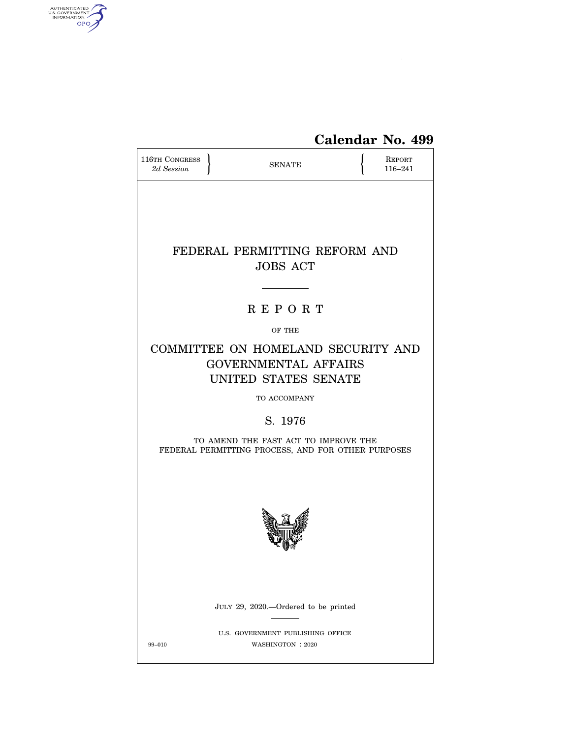**Calendar No. 499**

116TH CONGRESS
*2d Session*

SENATE

REPORT
116–241

# FEDERAL PERMITTING REFORM AND JOBS ACT

## R E P O R T

OF THE

## COMMITTEE ON HOMELAND SECURITY AND GOVERNMENTAL AFFAIRS UNITED STATES SENATE

TO ACCOMPANY

## S. 1976

TO AMEND THE FAST ACT TO IMPROVE THE FEDERAL PERMITTING PROCESS, AND FOR OTHER PURPOSES

JULY 29, 2020.—Ordered to be printed

U.S. GOVERNMENT PUBLISHING OFFICE
99–010 WASHINGTON : 2020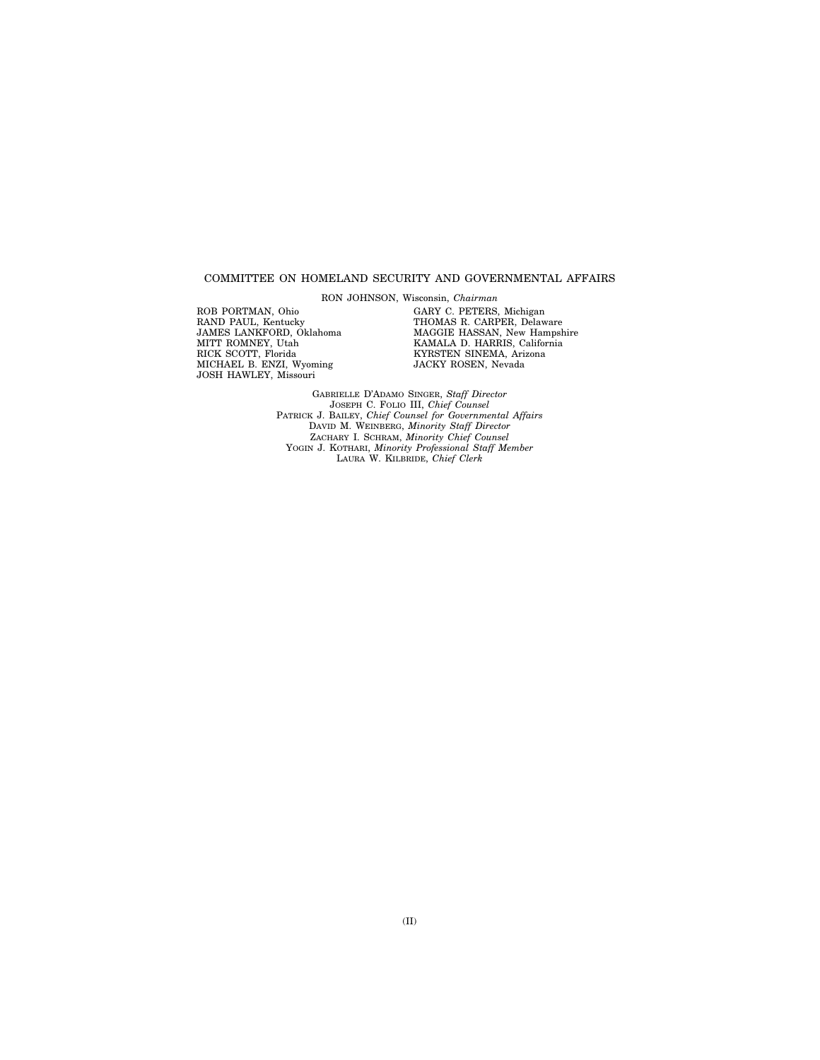COMMITTEE ON HOMELAND SECURITY AND GOVERNMENTAL AFFAIRS

RON JOHNSON, Wisconsin, *Chairman*

ROB PORTMAN, Ohio
RAND PAUL, Kentucky
JAMES LANKFORD, Oklahoma
MITT ROMNEY, Utah
RICK SCOTT, Florida
MICHAEL B. ENZI, Wyoming
JOSH HAWLEY, Missouri

GARY C. PETERS, Michigan
THOMAS R. CARPER, Delaware
MAGGIE HASSAN, New Hampshire
KAMALA D. HARRIS, California
KYRSTEN SINEMA, Arizona
JACKY ROSEN, Nevada

GABRIELLE D'ADAMO SINGER, *Staff Director*
JOSEPH C. FOLIO III, *Chief Counsel*
PATRICK J. BAILEY, *Chief Counsel for Governmental Affairs*
DAVID M. WEINBERG, *Minority Staff Director*
ZACHARY I. SCHRAM, *Minority Chief Counsel*
YOGIN J. KOTHARI, *Minority Professional Staff Member*
LAURA W. KILBRIDE, *Chief Clerk*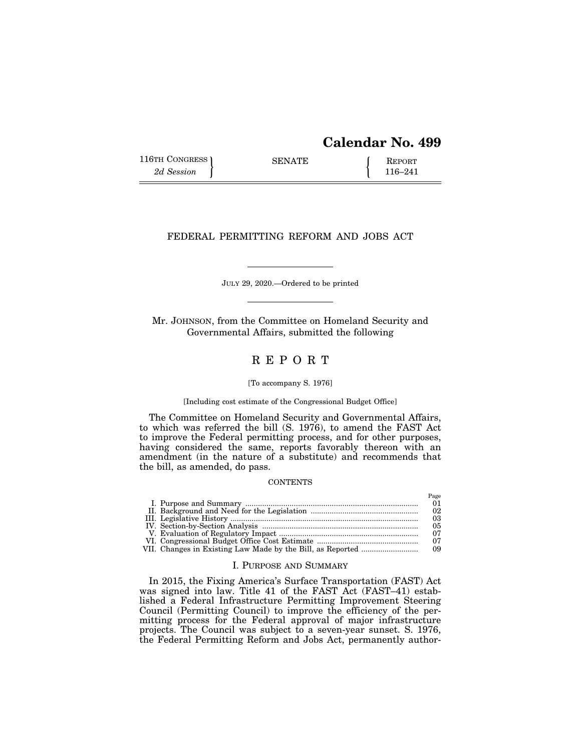# Calendar No. 499

116TH CONGRESS
*2d Session*

SENATE

REPORT
116–241

## FEDERAL PERMITTING REFORM AND JOBS ACT

JULY 29, 2020.—Ordered to be printed

Mr. JOHNSON, from the Committee on Homeland Security and Governmental Affairs, submitted the following

# R E P O R T

[To accompany S. 1976]

[Including cost estimate of the Congressional Budget Office]

The Committee on Homeland Security and Governmental Affairs, to which was referred the bill (S. 1976), to amend the FAST Act to improve the Federal permitting process, and for other purposes, having considered the same, reports favorably thereon with an amendment (in the nature of a substitute) and recommends that the bill, as amended, do pass.

CONTENTS

| | Page |
|---|---|
| I. Purpose and Summary | 01 |
| II. Background and Need for the Legislation | 02 |
| III. Legislative History | 03 |
| IV. Section-by-Section Analysis | 05 |
| V. Evaluation of Regulatory Impact | 07 |
| VI. Congressional Budget Office Cost Estimate | 07 |
| VII. Changes in Existing Law Made by the Bill, as Reported | 09 |

## I. PURPOSE AND SUMMARY

In 2015, the Fixing America's Surface Transportation (FAST) Act was signed into law. Title 41 of the FAST Act (FAST–41) established a Federal Infrastructure Permitting Improvement Steering Council (Permitting Council) to improve the efficiency of the permitting process for the Federal approval of major infrastructure projects. The Council was subject to a seven-year sunset. S. 1976, the Federal Permitting Reform and Jobs Act, permanently author-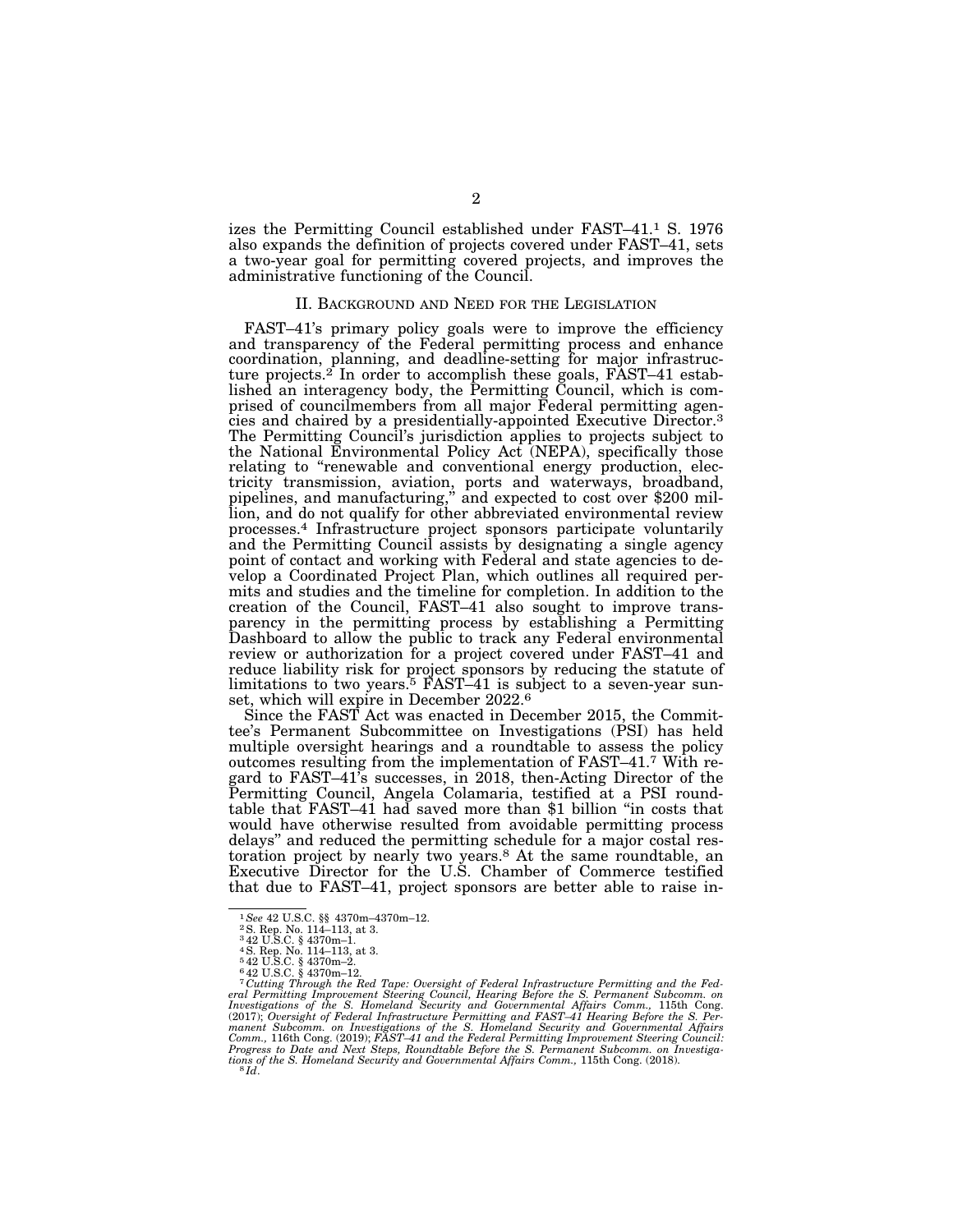izes the Permitting Council established under FAST–41.[1] S. 1976 also expands the definition of projects covered under FAST–41, sets a two-year goal for permitting covered projects, and improves the administrative functioning of the Council.

## II. Background and Need for the Legislation

FAST–41's primary policy goals were to improve the efficiency and transparency of the Federal permitting process and enhance coordination, planning, and deadline-setting for major infrastructure projects.[2] In order to accomplish these goals, FAST–41 established an interagency body, the Permitting Council, which is comprised of councilmembers from all major Federal permitting agencies and chaired by a presidentially-appointed Executive Director.[3] The Permitting Council's jurisdiction applies to projects subject to the National Environmental Policy Act (NEPA), specifically those relating to "renewable and conventional energy production, electricity transmission, aviation, ports and waterways, broadband, pipelines, and manufacturing," and expected to cost over $200 million, and do not qualify for other abbreviated environmental review processes.[4] Infrastructure project sponsors participate voluntarily and the Permitting Council assists by designating a single agency point of contact and working with Federal and state agencies to develop a Coordinated Project Plan, which outlines all required permits and studies and the timeline for completion. In addition to the creation of the Council, FAST–41 also sought to improve transparency in the permitting process by establishing a Permitting Dashboard to allow the public to track any Federal environmental review or authorization for a project covered under FAST–41 and reduce liability risk for project sponsors by reducing the statute of limitations to two years.[5] FAST–41 is subject to a seven-year sunset, which will expire in December 2022.[6]

Since the FAST Act was enacted in December 2015, the Committee's Permanent Subcommittee on Investigations (PSI) has held multiple oversight hearings and a roundtable to assess the policy outcomes resulting from the implementation of FAST–41.[7] With regard to FAST–41's successes, in 2018, then-Acting Director of the Permitting Council, Angela Colamaria, testified at a PSI roundtable that FAST–41 had saved more than $1 billion "in costs that would have otherwise resulted from avoidable permitting process delays" and reduced the permitting schedule for a major costal restoration project by nearly two years.[8] At the same roundtable, an Executive Director for the U.S. Chamber of Commerce testified that due to FAST–41, project sponsors are better able to raise in-

---

[1] *See* 42 U.S.C. §§ 4370m–4370m–12.

[2] S. Rep. No. 114–113, at 3.

[3] 42 U.S.C. § 4370m–1.

[4] S. Rep. No. 114–113, at 3.

[5] 42 U.S.C. § 4370m–2.

[6] 42 U.S.C. § 4370m–12.

[7] *Cutting Through the Red Tape: Oversight of Federal Infrastructure Permitting and the Federal Permitting Improvement Steering Council, Hearing Before the S. Permanent Subcomm. on Investigations of the S. Homeland Security and Governmental Affairs Comm.,* 115th Cong. (2017); *Oversight of Federal Infrastructure Permitting and FAST–41 Hearing Before the S. Permanent Subcomm. on Investigations of the S. Homeland Security and Governmental Affairs Comm.,* 116th Cong. (2019); *FAST–41 and the Federal Permitting Improvement Steering Council: Progress to Date and Next Steps, Roundtable Before the S. Permanent Subcomm. on Investigations of the S. Homeland Security and Governmental Affairs Comm.,* 115th Cong. (2018).

[8] *Id*.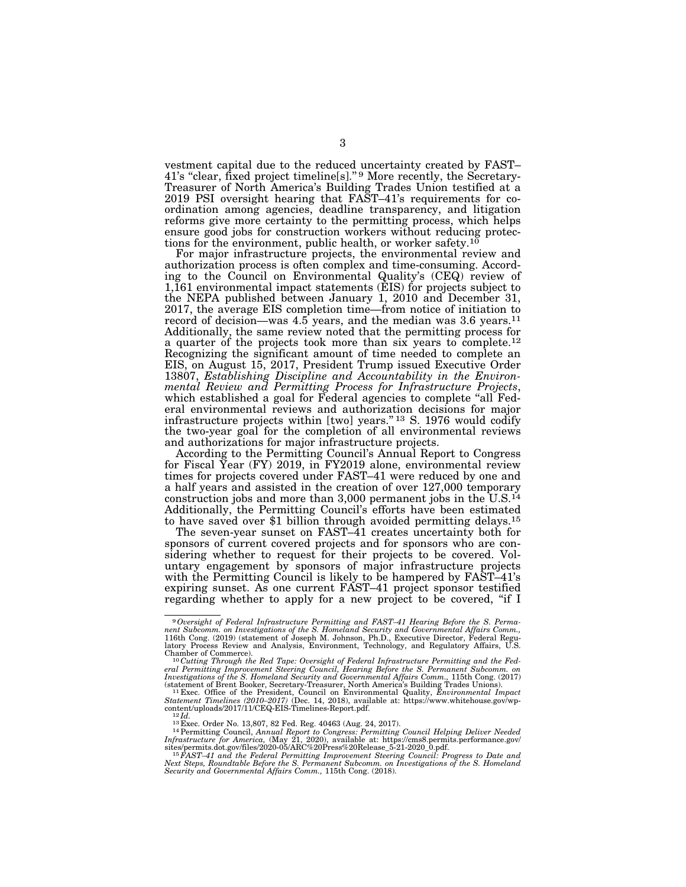vestment capital due to the reduced uncertainty created by FAST–41's "clear, fixed project timeline[s]."[9] More recently, the Secretary-Treasurer of North America's Building Trades Union testified at a 2019 PSI oversight hearing that FAST–41's requirements for coordination among agencies, deadline transparency, and litigation reforms give more certainty to the permitting process, which helps ensure good jobs for construction workers without reducing protections for the environment, public health, or worker safety.[10]

For major infrastructure projects, the environmental review and authorization process is often complex and time-consuming. According to the Council on Environmental Quality's (CEQ) review of 1,161 environmental impact statements (EIS) for projects subject to the NEPA published between January 1, 2010 and December 31, 2017, the average EIS completion time—from notice of initiation to record of decision—was 4.5 years, and the median was 3.6 years.[11] Additionally, the same review noted that the permitting process for a quarter of the projects took more than six years to complete.[12] Recognizing the significant amount of time needed to complete an EIS, on August 15, 2017, President Trump issued Executive Order 13807, *Establishing Discipline and Accountability in the Environmental Review and Permitting Process for Infrastructure Projects*, which established a goal for Federal agencies to complete "all Federal environmental reviews and authorization decisions for major infrastructure projects within [two] years."[13] S. 1976 would codify the two-year goal for the completion of all environmental reviews and authorizations for major infrastructure projects.

According to the Permitting Council's Annual Report to Congress for Fiscal Year (FY) 2019, in FY2019 alone, environmental review times for projects covered under FAST–41 were reduced by one and a half years and assisted in the creation of over 127,000 temporary construction jobs and more than 3,000 permanent jobs in the U.S.[14] Additionally, the Permitting Council's efforts have been estimated to have saved over $1 billion through avoided permitting delays.[15]

The seven-year sunset on FAST–41 creates uncertainty both for sponsors of current covered projects and for sponsors who are considering whether to request for their projects to be covered. Voluntary engagement by sponsors of major infrastructure projects with the Permitting Council is likely to be hampered by FAST–41's expiring sunset. As one current FAST–41 project sponsor testified regarding whether to apply for a new project to be covered, "if I

---

[9] *Oversight of Federal Infrastructure Permitting and FAST–41 Hearing Before the S. Permanent Subcomm. on Investigations of the S. Homeland Security and Governmental Affairs Comm.*, 116th Cong. (2019) (statement of Joseph M. Johnson, Ph.D., Executive Director, Federal Regulatory Process Review and Analysis, Environment, Technology, and Regulatory Affairs, U.S. Chamber of Commerce).

[10] *Cutting Through the Red Tape: Oversight of Federal Infrastructure Permitting and the Federal Permitting Improvement Steering Council, Hearing Before the S. Permanent Subcomm. on Investigations of the S. Homeland Security and Governmental Affairs Comm.*, 115th Cong. (2017) (statement of Brent Booker, Secretary-Treasurer, North America's Building Trades Unions).

[11] Exec. Office of the President, Council on Environmental Quality, *Environmental Impact Statement Timelines (2010–2017)* (Dec. 14, 2018), available at: https://www.whitehouse.gov/wp-content/uploads/2017/11/CEQ-EIS-Timelines-Report.pdf.

[12] *Id.*

[13] Exec. Order No. 13,807, 82 Fed. Reg. 40463 (Aug. 24, 2017).

[14] Permitting Council, *Annual Report to Congress: Permitting Council Helping Deliver Needed Infrastructure for America,* (May 21, 2020), available at: https://cms8.permits.performance.gov/sites/permits.dot.gov/files/2020-05/ARC%20Press%20Release_5-21-2020_0.pdf.

[15] *FAST–41 and the Federal Permitting Improvement Steering Council: Progress to Date and Next Steps, Roundtable Before the S. Permanent Subcomm. on Investigations of the S. Homeland Security and Governmental Affairs Comm.,* 115th Cong. (2018).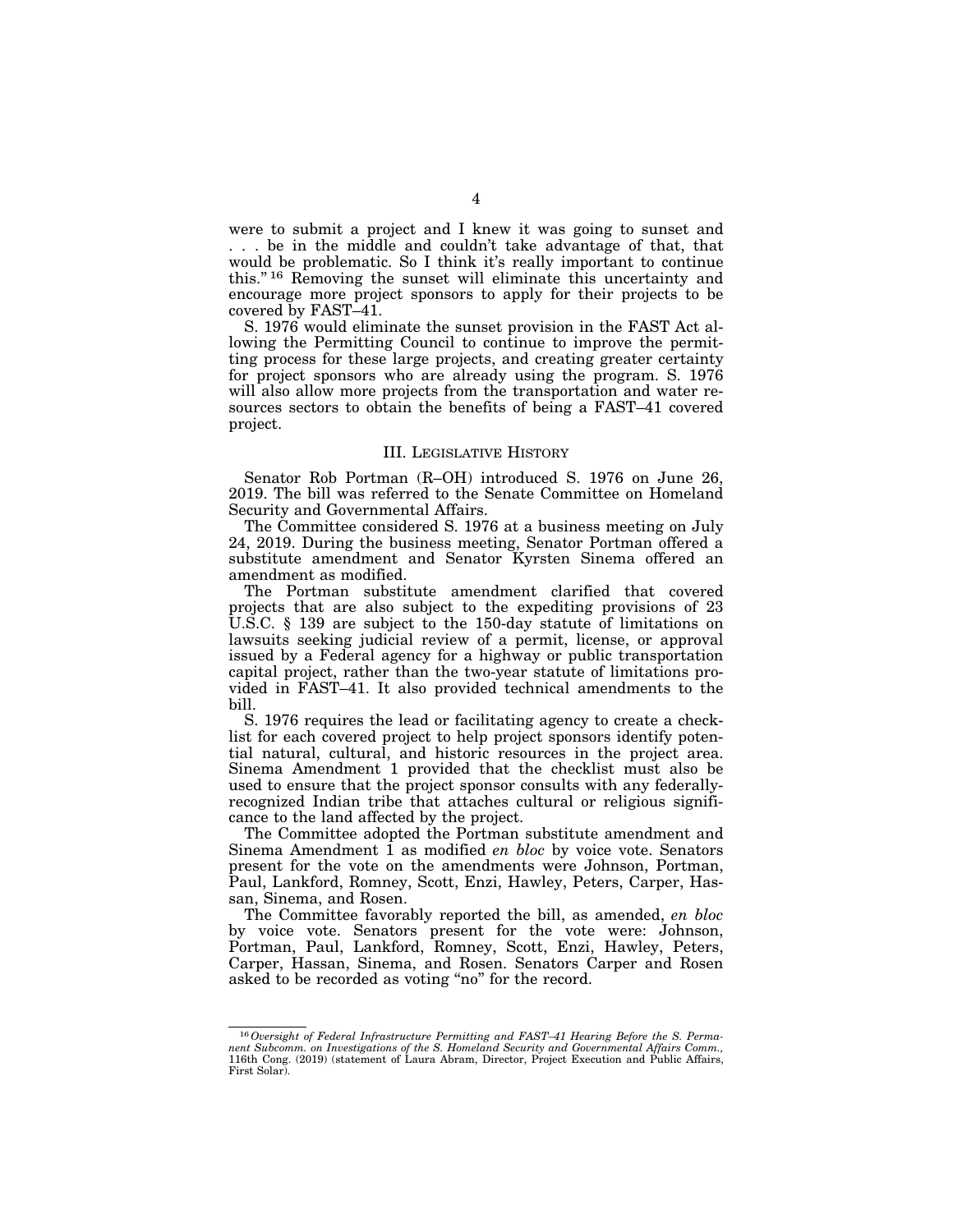were to submit a project and I knew it was going to sunset and . . . be in the middle and couldn't take advantage of that, that would be problematic. So I think it's really important to continue this."[16] Removing the sunset will eliminate this uncertainty and encourage more project sponsors to apply for their projects to be covered by FAST–41.

S. 1976 would eliminate the sunset provision in the FAST Act allowing the Permitting Council to continue to improve the permitting process for these large projects, and creating greater certainty for project sponsors who are already using the program. S. 1976 will also allow more projects from the transportation and water resources sectors to obtain the benefits of being a FAST–41 covered project.

## III. Legislative History

Senator Rob Portman (R–OH) introduced S. 1976 on June 26, 2019. The bill was referred to the Senate Committee on Homeland Security and Governmental Affairs.

The Committee considered S. 1976 at a business meeting on July 24, 2019. During the business meeting, Senator Portman offered a substitute amendment and Senator Kyrsten Sinema offered an amendment as modified.

The Portman substitute amendment clarified that covered projects that are also subject to the expediting provisions of 23 U.S.C. § 139 are subject to the 150-day statute of limitations on lawsuits seeking judicial review of a permit, license, or approval issued by a Federal agency for a highway or public transportation capital project, rather than the two-year statute of limitations provided in FAST–41. It also provided technical amendments to the bill.

S. 1976 requires the lead or facilitating agency to create a checklist for each covered project to help project sponsors identify potential natural, cultural, and historic resources in the project area. Sinema Amendment 1 provided that the checklist must also be used to ensure that the project sponsor consults with any federally-recognized Indian tribe that attaches cultural or religious significance to the land affected by the project.

The Committee adopted the Portman substitute amendment and Sinema Amendment 1 as modified *en bloc* by voice vote. Senators present for the vote on the amendments were Johnson, Portman, Paul, Lankford, Romney, Scott, Enzi, Hawley, Peters, Carper, Hassan, Sinema, and Rosen.

The Committee favorably reported the bill, as amended, *en bloc* by voice vote. Senators present for the vote were: Johnson, Portman, Paul, Lankford, Romney, Scott, Enzi, Hawley, Peters, Carper, Hassan, Sinema, and Rosen. Senators Carper and Rosen asked to be recorded as voting "no" for the record.

---

[16] *Oversight of Federal Infrastructure Permitting and FAST–41 Hearing Before the S. Permanent Subcomm. on Investigations of the S. Homeland Security and Governmental Affairs Comm.*, 116th Cong. (2019) (statement of Laura Abram, Director, Project Execution and Public Affairs, First Solar).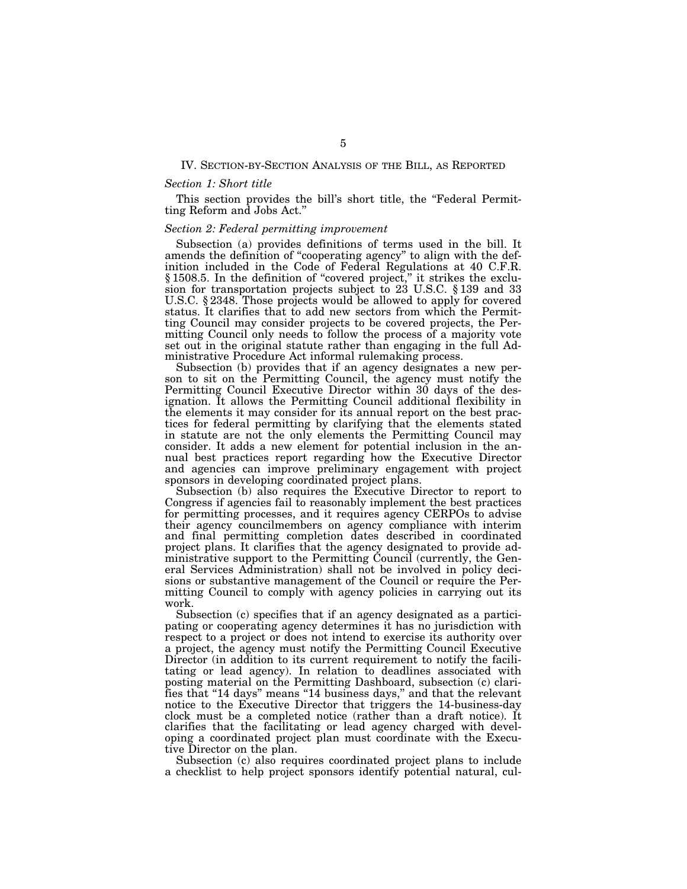## IV. SECTION-BY-SECTION ANALYSIS OF THE BILL, AS REPORTED

### *Section 1: Short title*

This section provides the bill's short title, the "Federal Permitting Reform and Jobs Act."

### *Section 2: Federal permitting improvement*

Subsection (a) provides definitions of terms used in the bill. It amends the definition of "cooperating agency" to align with the definition included in the Code of Federal Regulations at 40 C.F.R. § 1508.5. In the definition of "covered project," it strikes the exclusion for transportation projects subject to 23 U.S.C. § 139 and 33 U.S.C. § 2348. Those projects would be allowed to apply for covered status. It clarifies that to add new sectors from which the Permitting Council may consider projects to be covered projects, the Permitting Council only needs to follow the process of a majority vote set out in the original statute rather than engaging in the full Administrative Procedure Act informal rulemaking process.

Subsection (b) provides that if an agency designates a new person to sit on the Permitting Council, the agency must notify the Permitting Council Executive Director within 30 days of the designation. It allows the Permitting Council additional flexibility in the elements it may consider for its annual report on the best practices for federal permitting by clarifying that the elements stated in statute are not the only elements the Permitting Council may consider. It adds a new element for potential inclusion in the annual best practices report regarding how the Executive Director and agencies can improve preliminary engagement with project sponsors in developing coordinated project plans.

Subsection (b) also requires the Executive Director to report to Congress if agencies fail to reasonably implement the best practices for permitting processes, and it requires agency CERPOs to advise their agency councilmembers on agency compliance with interim and final permitting completion dates described in coordinated project plans. It clarifies that the agency designated to provide administrative support to the Permitting Council (currently, the General Services Administration) shall not be involved in policy decisions or substantive management of the Council or require the Permitting Council to comply with agency policies in carrying out its work.

Subsection (c) specifies that if an agency designated as a participating or cooperating agency determines it has no jurisdiction with respect to a project or does not intend to exercise its authority over a project, the agency must notify the Permitting Council Executive Director (in addition to its current requirement to notify the facilitating or lead agency). In relation to deadlines associated with posting material on the Permitting Dashboard, subsection (c) clarifies that "14 days" means "14 business days," and that the relevant notice to the Executive Director that triggers the 14-business-day clock must be a completed notice (rather than a draft notice). It clarifies that the facilitating or lead agency charged with developing a coordinated project plan must coordinate with the Executive Director on the plan.

Subsection (c) also requires coordinated project plans to include a checklist to help project sponsors identify potential natural, cul-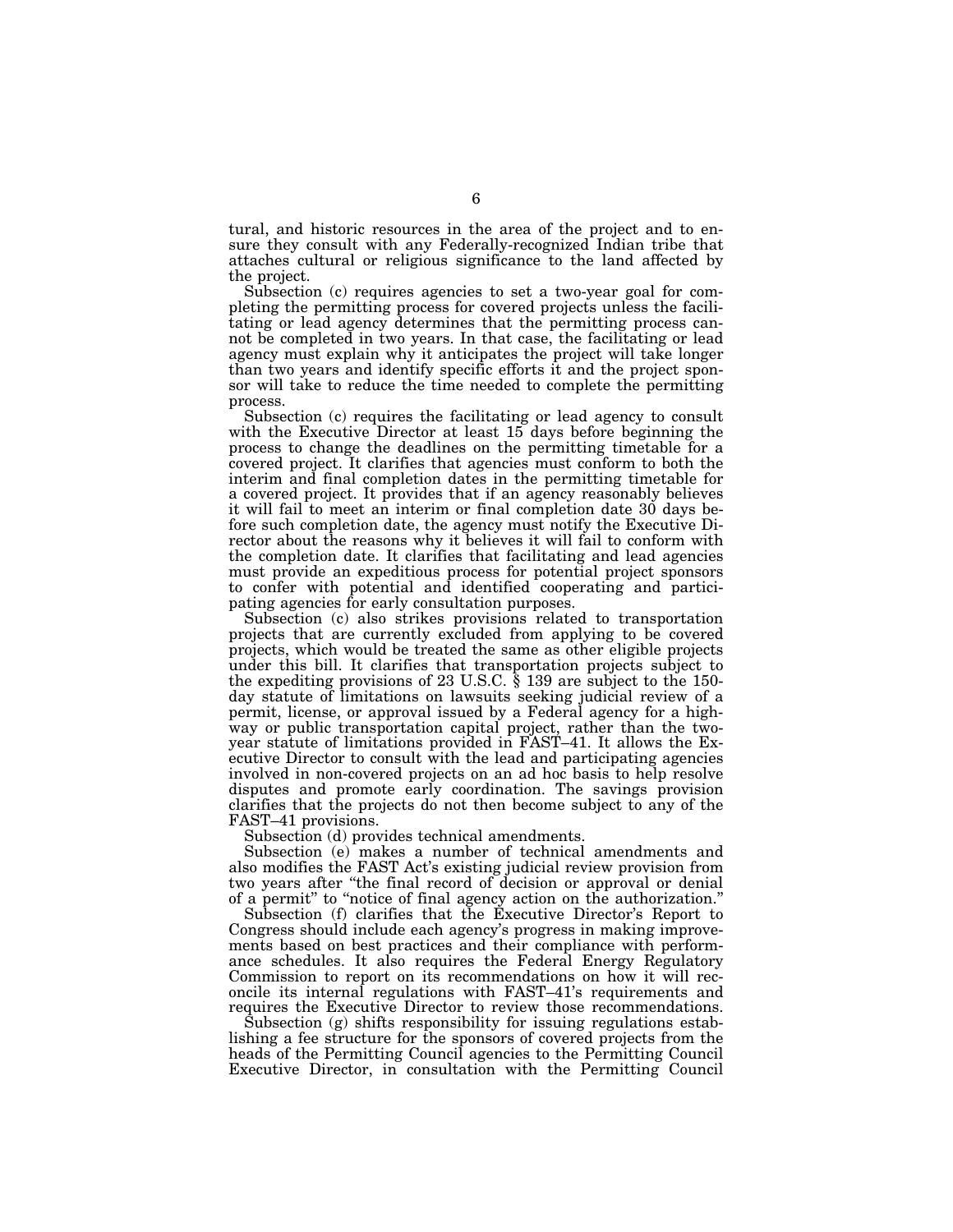tural, and historic resources in the area of the project and to ensure they consult with any Federally-recognized Indian tribe that attaches cultural or religious significance to the land affected by the project.

Subsection (c) requires agencies to set a two-year goal for completing the permitting process for covered projects unless the facilitating or lead agency determines that the permitting process cannot be completed in two years. In that case, the facilitating or lead agency must explain why it anticipates the project will take longer than two years and identify specific efforts it and the project sponsor will take to reduce the time needed to complete the permitting process.

Subsection (c) requires the facilitating or lead agency to consult with the Executive Director at least 15 days before beginning the process to change the deadlines on the permitting timetable for a covered project. It clarifies that agencies must conform to both the interim and final completion dates in the permitting timetable for a covered project. It provides that if an agency reasonably believes it will fail to meet an interim or final completion date 30 days before such completion date, the agency must notify the Executive Director about the reasons why it believes it will fail to conform with the completion date. It clarifies that facilitating and lead agencies must provide an expeditious process for potential project sponsors to confer with potential and identified cooperating and participating agencies for early consultation purposes.

Subsection (c) also strikes provisions related to transportation projects that are currently excluded from applying to be covered projects, which would be treated the same as other eligible projects under this bill. It clarifies that transportation projects subject to the expediting provisions of 23 U.S.C. § 139 are subject to the 150-day statute of limitations on lawsuits seeking judicial review of a permit, license, or approval issued by a Federal agency for a highway or public transportation capital project, rather than the two-year statute of limitations provided in FAST–41. It allows the Executive Director to consult with the lead and participating agencies involved in non-covered projects on an ad hoc basis to help resolve disputes and promote early coordination. The savings provision clarifies that the projects do not then become subject to any of the FAST–41 provisions.

Subsection (d) provides technical amendments.

Subsection (e) makes a number of technical amendments and also modifies the FAST Act's existing judicial review provision from two years after "the final record of decision or approval or denial of a permit" to "notice of final agency action on the authorization."

Subsection (f) clarifies that the Executive Director's Report to Congress should include each agency's progress in making improvements based on best practices and their compliance with performance schedules. It also requires the Federal Energy Regulatory Commission to report on its recommendations on how it will reconcile its internal regulations with FAST–41's requirements and requires the Executive Director to review those recommendations.

Subsection (g) shifts responsibility for issuing regulations establishing a fee structure for the sponsors of covered projects from the heads of the Permitting Council agencies to the Permitting Council Executive Director, in consultation with the Permitting Council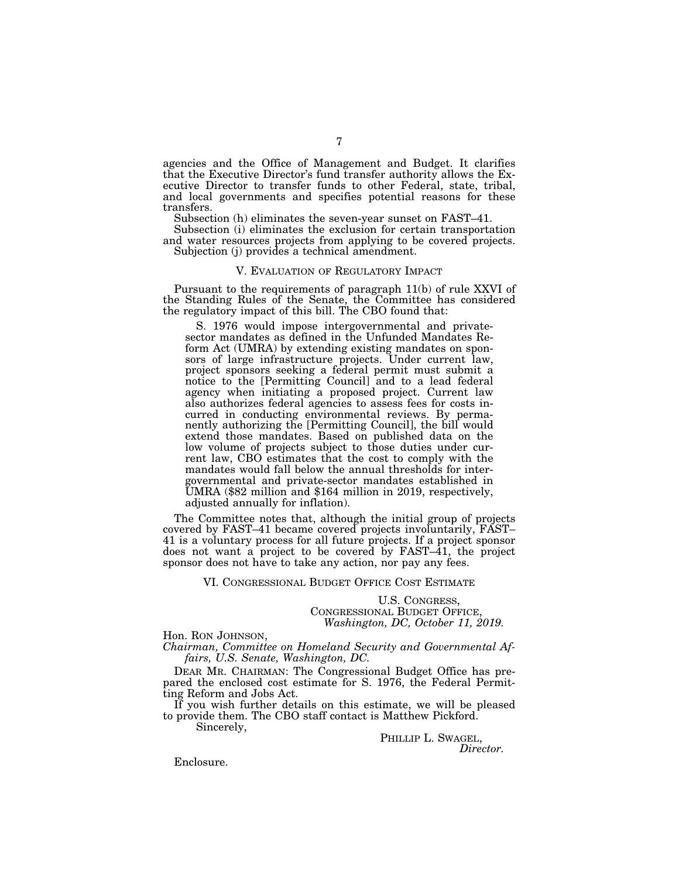agencies and the Office of Management and Budget. It clarifies that the Executive Director's fund transfer authority allows the Executive Director to transfer funds to other Federal, state, tribal, and local governments and specifies potential reasons for these transfers.

Subsection (h) eliminates the seven-year sunset on FAST–41.

Subsection (i) eliminates the exclusion for certain transportation and water resources projects from applying to be covered projects.

Subjection (j) provides a technical amendment.

## V. Evaluation of Regulatory Impact

Pursuant to the requirements of paragraph 11(b) of rule XXVI of the Standing Rules of the Senate, the Committee has considered the regulatory impact of this bill. The CBO found that:

> S. 1976 would impose intergovernmental and private-sector mandates as defined in the Unfunded Mandates Reform Act (UMRA) by extending existing mandates on sponsors of large infrastructure projects. Under current law, project sponsors seeking a federal permit must submit a notice to the [Permitting Council] and to a lead federal agency when initiating a proposed project. Current law also authorizes federal agencies to assess fees for costs incurred in conducting environmental reviews. By permanently authorizing the [Permitting Council], the bill would extend those mandates. Based on published data on the low volume of projects subject to those duties under current law, CBO estimates that the cost to comply with the mandates would fall below the annual thresholds for intergovernmental and private-sector mandates established in UMRA ($82 million and $164 million in 2019, respectively, adjusted annually for inflation).

The Committee notes that, although the initial group of projects covered by FAST–41 became covered projects involuntarily, FAST–41 is a voluntary process for all future projects. If a project sponsor does not want a project to be covered by FAST–41, the project sponsor does not have to take any action, nor pay any fees.

## VI. Congressional Budget Office Cost Estimate

U.S. Congress,
Congressional Budget Office,
*Washington, DC, October 11, 2019.*

Hon. Ron Johnson,
*Chairman, Committee on Homeland Security and Governmental Affairs, U.S. Senate, Washington, DC.*

Dear Mr. Chairman: The Congressional Budget Office has prepared the enclosed cost estimate for S. 1976, the Federal Permitting Reform and Jobs Act.

If you wish further details on this estimate, we will be pleased to provide them. The CBO staff contact is Matthew Pickford.

Sincerely,

Phillip L. Swagel,
*Director.*

Enclosure.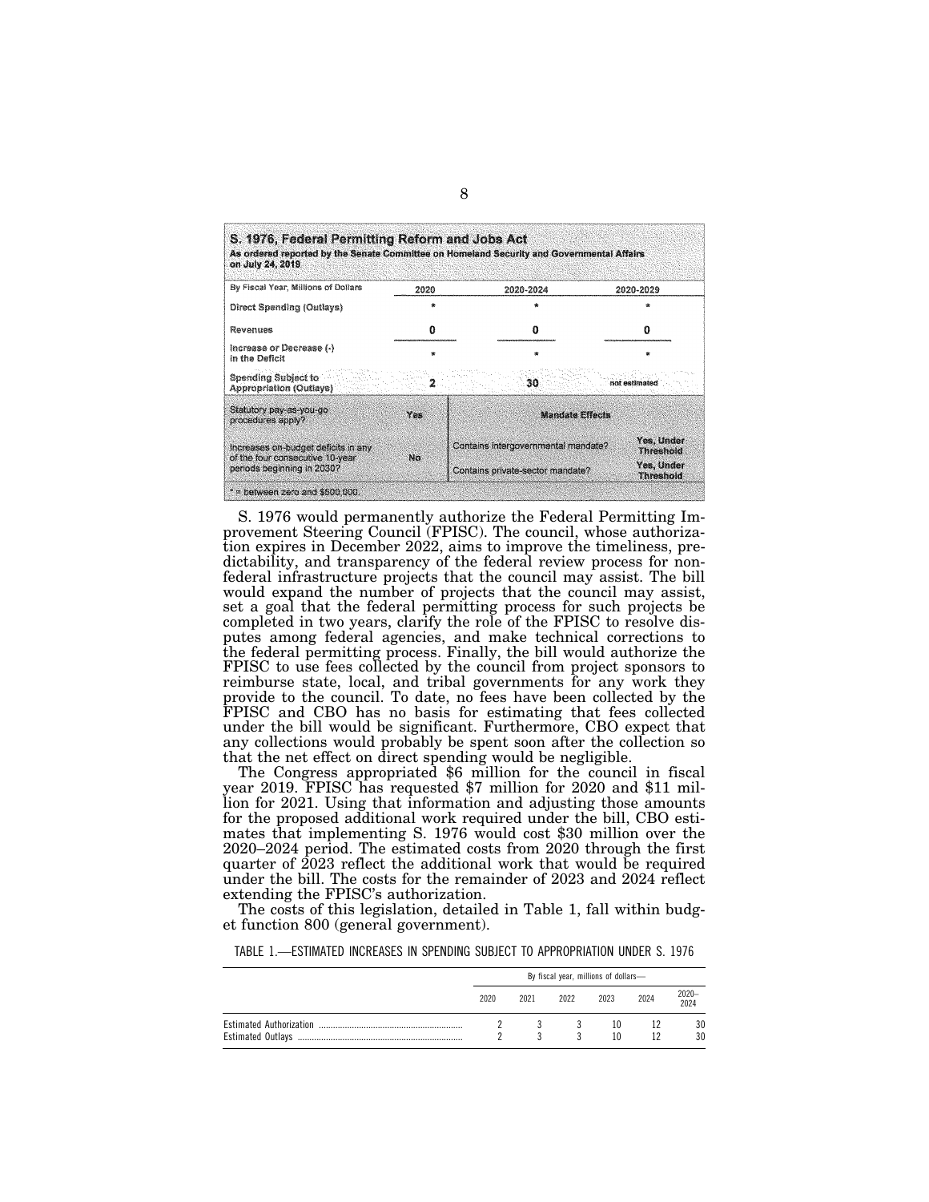**S. 1976, Federal Permitting Reform and Jobs Act**
*As ordered reported by the Senate Committee on Homeland Security and Governmental Affairs on July 24, 2019*

| By Fiscal Year, Millions of Dollars | 2020 | 2020-2024 | 2020-2029 |
|---|---|---|---|
| Direct Spending (Outlays) | * | * | * |
| Revenues | 0 | 0 | 0 |
| Increase or Decrease (-) in the Deficit | * | * | * |
| Spending Subject to Appropriation (Outlays) | 2 | 30 | not estimated |

| | | Mandate Effects | |
|---|---|---|---|
| Statutory pay-as-you-go procedures apply? | Yes | Contains intergovernmental mandate? | Yes, Under Threshold |
| Increases on-budget deficits in any of the four consecutive 10-year periods beginning in 2030? | No | Contains private-sector mandate? | Yes, Under Threshold |

* = between zero and $500,000.

S. 1976 would permanently authorize the Federal Permitting Improvement Steering Council (FPISC). The council, whose authorization expires in December 2022, aims to improve the timeliness, predictability, and transparency of the federal review process for nonfederal infrastructure projects that the council may assist. The bill would expand the number of projects that the council may assist, set a goal that the federal permitting process for such projects be completed in two years, clarify the role of the FPISC to resolve disputes among federal agencies, and make technical corrections to the federal permitting process. Finally, the bill would authorize the FPISC to use fees collected by the council from project sponsors to reimburse state, local, and tribal governments for any work they provide to the council. To date, no fees have been collected by the FPISC and CBO has no basis for estimating that fees collected under the bill would be significant. Furthermore, CBO expect that any collections would probably be spent soon after the collection so that the net effect on direct spending would be negligible.

The Congress appropriated $6 million for the council in fiscal year 2019. FPISC has requested $7 million for 2020 and $11 million for 2021. Using that information and adjusting those amounts for the proposed additional work required under the bill, CBO estimates that implementing S. 1976 would cost $30 million over the 2020–2024 period. The estimated costs from 2020 through the first quarter of 2023 reflect the additional work that would be required under the bill. The costs for the remainder of 2023 and 2024 reflect extending the FPISC's authorization.

The costs of this legislation, detailed in Table 1, fall within budget function 800 (general government).

TABLE 1.—ESTIMATED INCREASES IN SPENDING SUBJECT TO APPROPRIATION UNDER S. 1976

| | By fiscal year, millions of dollars— | | | | | |
|---|---|---|---|---|---|---|
| | 2020 | 2021 | 2022 | 2023 | 2024 | 2020–2024 |
| Estimated Authorization | 2 | 3 | 3 | 10 | 12 | 30 |
| Estimated Outlays | 2 | 3 | 3 | 10 | 12 | 30 |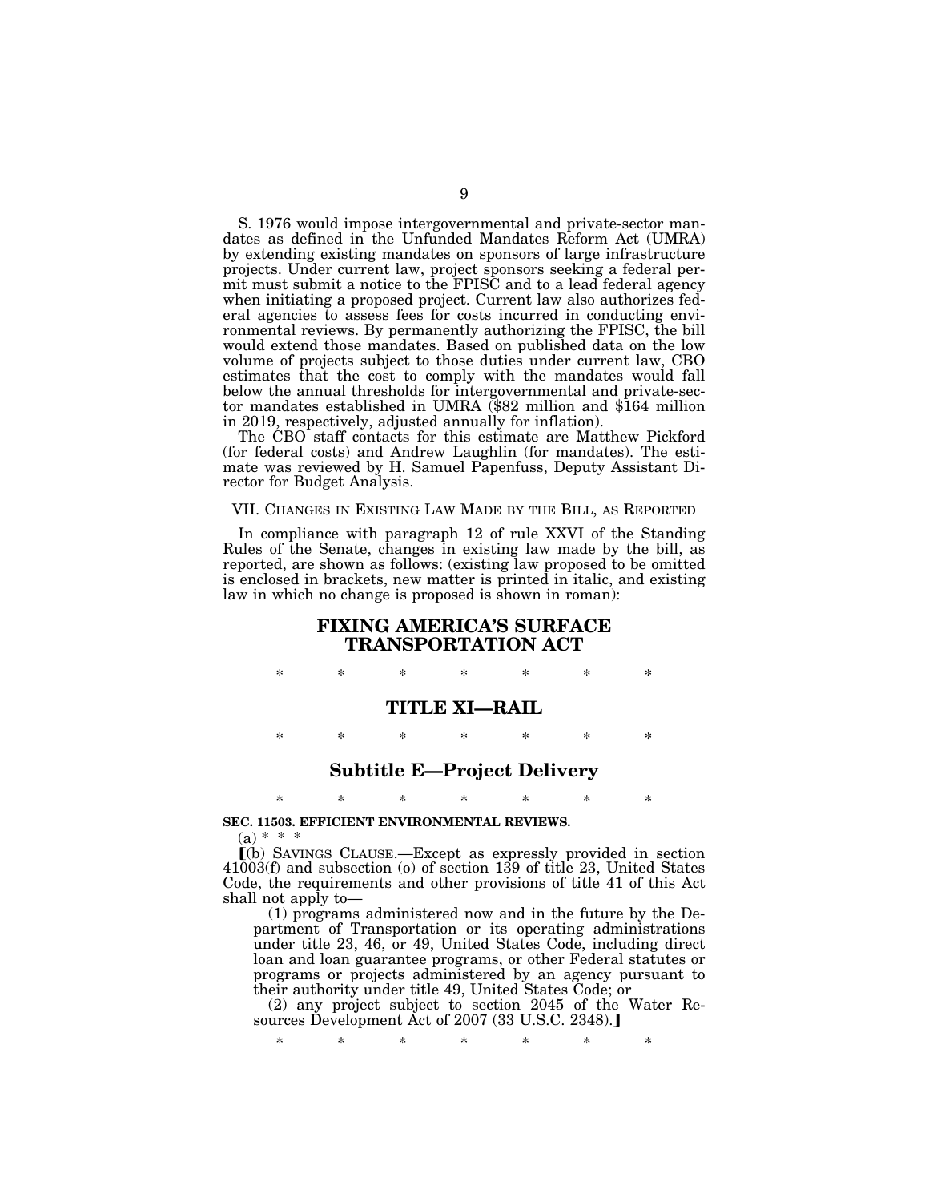S. 1976 would impose intergovernmental and private-sector mandates as defined in the Unfunded Mandates Reform Act (UMRA) by extending existing mandates on sponsors of large infrastructure projects. Under current law, project sponsors seeking a federal permit must submit a notice to the FPISC and to a lead federal agency when initiating a proposed project. Current law also authorizes federal agencies to assess fees for costs incurred in conducting environmental reviews. By permanently authorizing the FPISC, the bill would extend those mandates. Based on published data on the low volume of projects subject to those duties under current law, CBO estimates that the cost to comply with the mandates would fall below the annual thresholds for intergovernmental and private-sector mandates established in UMRA ($82 million and $164 million in 2019, respectively, adjusted annually for inflation).

The CBO staff contacts for this estimate are Matthew Pickford (for federal costs) and Andrew Laughlin (for mandates). The estimate was reviewed by H. Samuel Papenfuss, Deputy Assistant Director for Budget Analysis.

## VII. Changes in Existing Law Made by the Bill, as Reported

In compliance with paragraph 12 of rule XXVI of the Standing Rules of the Senate, changes in existing law made by the bill, as reported, are shown as follows: (existing law proposed to be omitted is enclosed in brackets, new matter is printed in italic, and existing law in which no change is proposed is shown in roman):

# FIXING AMERICA'S SURFACE TRANSPORTATION ACT

\* \* \* \* \* \* \*

## TITLE XI—RAIL

\* \* \* \* \* \* \*

### Subtitle E—Project Delivery

\* \* \* \* \* \* \*

**SEC. 11503. EFFICIENT ENVIRONMENTAL REVIEWS.**

(a) \* \* \*

[(b) SAVINGS CLAUSE.—Except as expressly provided in section 41003(f) and subsection (o) of section 139 of title 23, United States Code, the requirements and other provisions of title 41 of this Act shall not apply to—

(1) programs administered now and in the future by the Department of Transportation or its operating administrations under title 23, 46, or 49, United States Code, including direct loan and loan guarantee programs, or other Federal statutes or programs or projects administered by an agency pursuant to their authority under title 49, United States Code; or

(2) any project subject to section 2045 of the Water Resources Development Act of 2007 (33 U.S.C. 2348).]

\* \* \* \* \* \* \*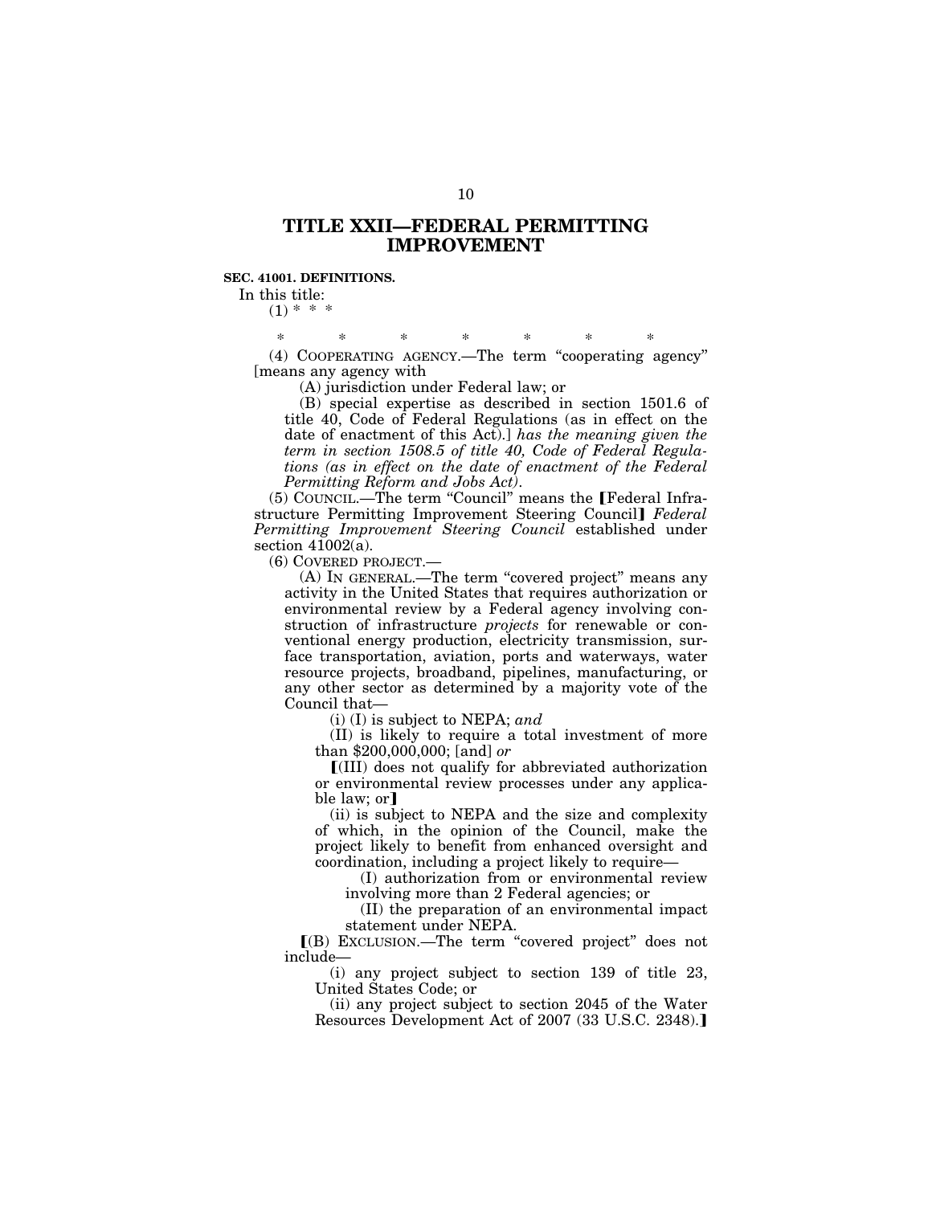# TITLE XXII—FEDERAL PERMITTING IMPROVEMENT

**SEC. 41001. DEFINITIONS.**

In this title:

(1) * * *

\* \* \* \* \* \* \*

(4) COOPERATING AGENCY.—The term "cooperating agency" [means any agency with

(A) jurisdiction under Federal law; or

(B) special expertise as described in section 1501.6 of title 40, Code of Federal Regulations (as in effect on the date of enactment of this Act).] *has the meaning given the term in section 1508.5 of title 40, Code of Federal Regulations (as in effect on the date of enactment of the Federal Permitting Reform and Jobs Act).*

(5) COUNCIL.—The term "Council" means the 【Federal Infrastructure Permitting Improvement Steering Council】 *Federal Permitting Improvement Steering Council* established under section 41002(a).

(6) COVERED PROJECT.—

(A) IN GENERAL.—The term "covered project" means any activity in the United States that requires authorization or environmental review by a Federal agency involving construction of infrastructure *projects* for renewable or conventional energy production, electricity transmission, surface transportation, aviation, ports and waterways, water resource projects, broadband, pipelines, manufacturing, or any other sector as determined by a majority vote of the Council that—

(i) (I) is subject to NEPA; *and*

(II) is likely to require a total investment of more than $200,000,000; [and] *or*

【(III) does not qualify for abbreviated authorization or environmental review processes under any applicable law; or】

(ii) is subject to NEPA and the size and complexity of which, in the opinion of the Council, make the project likely to benefit from enhanced oversight and coordination, including a project likely to require—

(I) authorization from or environmental review involving more than 2 Federal agencies; or

(II) the preparation of an environmental impact statement under NEPA.

【(B) EXCLUSION.—The term "covered project" does not include—

(i) any project subject to section 139 of title 23, United States Code; or

(ii) any project subject to section 2045 of the Water Resources Development Act of 2007 (33 U.S.C. 2348).】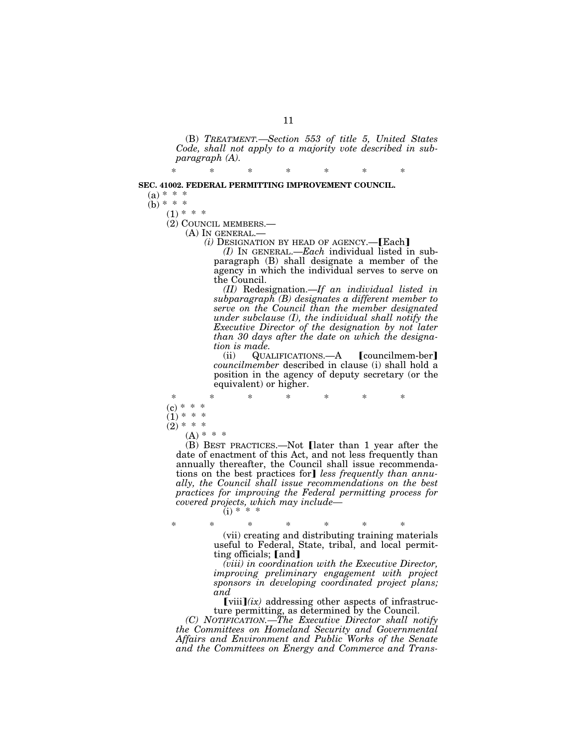(B) *TREATMENT.—Section 553 of title 5, United States Code, shall not apply to a majority vote described in subparagraph (A).*

\* \* \* \* \* \* \*

**SEC. 41002. FEDERAL PERMITTING IMPROVEMENT COUNCIL.**

(a) \* \* \*

(b) \* \* \*

(1) \* \* \*

(2) COUNCIL MEMBERS.—

(A) IN GENERAL.—

*(i)* DESIGNATION BY HEAD OF AGENCY.—【Each】

*(I)* IN GENERAL.—*Each* individual listed in subparagraph (B) shall designate a member of the agency in which the individual serves to serve on the Council.

*(II)* Redesignation.—*If an individual listed in subparagraph (B) designates a different member to serve on the Council than the member designated under subclause (I), the individual shall notify the Executive Director of the designation by not later than 30 days after the date on which the designation is made.*

(ii) QUALIFICATIONS.—A 【councilmem-ber】 *councilmember* described in clause (i) shall hold a position in the agency of deputy secretary (or the equivalent) or higher.

\* \* \* \* \* \* \*

(c) \* \* \*

(1) \* \* \*

(2) \* \* \*

(A) \* \* \*

(B) BEST PRACTICES.—Not 【later than 1 year after the date of enactment of this Act, and not less frequently than annually thereafter, the Council shall issue recommendations on the best practices for】 *less frequently than annually, the Council shall issue recommendations on the best practices for improving the Federal permitting process for covered projects, which may include—*

(i) \* \* \*

\* \* \* \* \* \* \*

(vii) creating and distributing training materials useful to Federal, State, tribal, and local permitting officials; 【and】

*(viii) in coordination with the Executive Director, improving preliminary engagement with project sponsors in developing coordinated project plans; and*

【viii】*(ix)* addressing other aspects of infrastructure permitting, as determined by the Council.

*(C) NOTIFICATION.—The Executive Director shall notify the Committees on Homeland Security and Governmental Affairs and Environment and Public Works of the Senate and the Committees on Energy and Commerce and Trans-*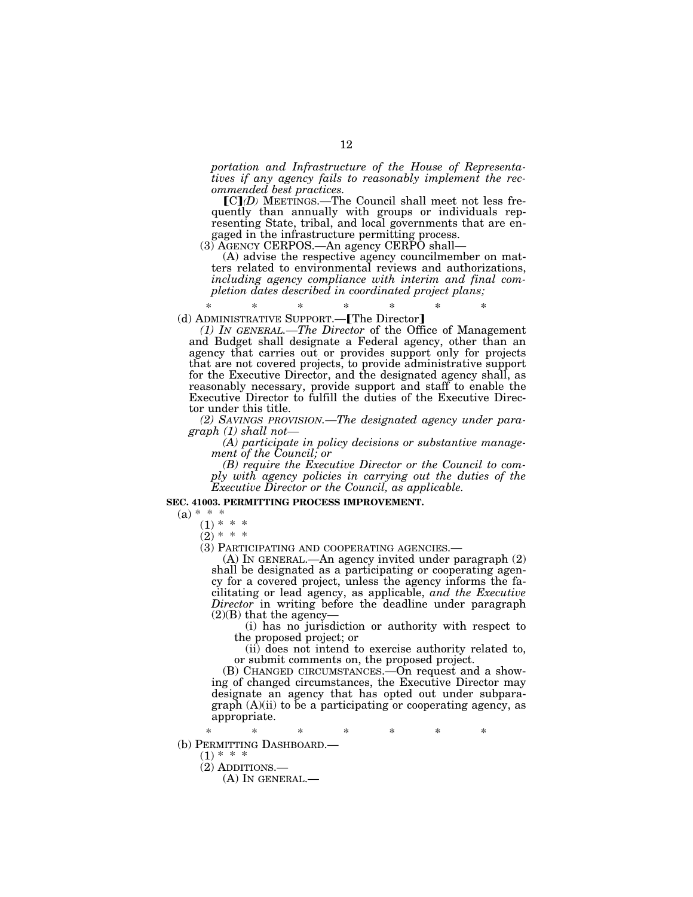*portation and Infrastructure of the House of Representatives if any agency fails to reasonably implement the recommended best practices.*

【C】*(D)* MEETINGS.—The Council shall meet not less frequently than annually with groups or individuals representing State, tribal, and local governments that are engaged in the infrastructure permitting process.

(3) AGENCY CERPOS.—An agency CERPO shall—

(A) advise the respective agency councilmember on matters related to environmental reviews and authorizations, *including agency compliance with interim and final completion dates described in coordinated project plans;*

\* \* \* \* \* \* \*

(d) ADMINISTRATIVE SUPPORT.—【The Director】

*(1) IN GENERAL.—The Director* of the Office of Management and Budget shall designate a Federal agency, other than an agency that carries out or provides support only for projects that are not covered projects, to provide administrative support for the Executive Director, and the designated agency shall, as reasonably necessary, provide support and staff to enable the Executive Director to fulfill the duties of the Executive Director under this title.

*(2) SAVINGS PROVISION.—The designated agency under paragraph (1) shall not—*

*(A) participate in policy decisions or substantive management of the Council; or*

*(B) require the Executive Director or the Council to comply with agency policies in carrying out the duties of the Executive Director or the Council, as applicable.*

**SEC. 41003. PERMITTING PROCESS IMPROVEMENT.**

(a) \* \* \*

(1) \* \* \*

(2) \* \* \*

(3) PARTICIPATING AND COOPERATING AGENCIES.—

(A) IN GENERAL.—An agency invited under paragraph (2) shall be designated as a participating or cooperating agency for a covered project, unless the agency informs the facilitating or lead agency, as applicable, *and the Executive Director* in writing before the deadline under paragraph (2)(B) that the agency—

(i) has no jurisdiction or authority with respect to the proposed project; or

(ii) does not intend to exercise authority related to, or submit comments on, the proposed project.

(B) CHANGED CIRCUMSTANCES.—On request and a showing of changed circumstances, the Executive Director may designate an agency that has opted out under subparagraph (A)(ii) to be a participating or cooperating agency, as appropriate.

\* \* \* \* \* \* \*

(b) PERMITTING DASHBOARD.—

(1) \* \* \*

(2) ADDITIONS.—

(A) IN GENERAL.—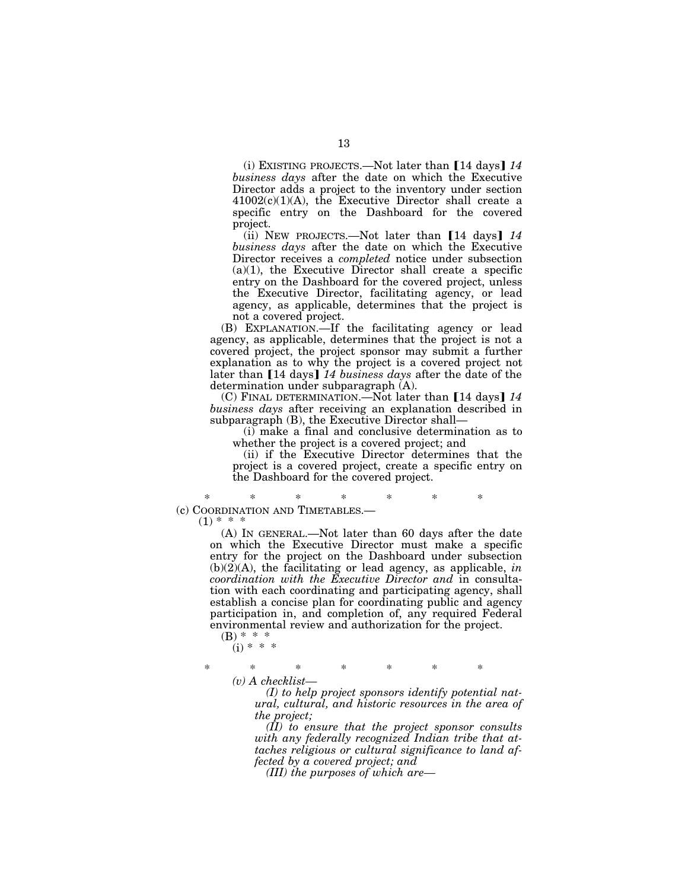(i) EXISTING PROJECTS.—Not later than [14 days] *14 business days* after the date on which the Executive Director adds a project to the inventory under section 41002(c)(1)(A), the Executive Director shall create a specific entry on the Dashboard for the covered project.

(ii) NEW PROJECTS.—Not later than [14 days] *14 business days* after the date on which the Executive Director receives a *completed* notice under subsection (a)(1), the Executive Director shall create a specific entry on the Dashboard for the covered project, unless the Executive Director, facilitating agency, or lead agency, as applicable, determines that the project is not a covered project.

(B) EXPLANATION.—If the facilitating agency or lead agency, as applicable, determines that the project is not a covered project, the project sponsor may submit a further explanation as to why the project is a covered project not later than [14 days] *14 business days* after the date of the determination under subparagraph (A).

(C) FINAL DETERMINATION.—Not later than [14 days] *14 business days* after receiving an explanation described in subparagraph (B), the Executive Director shall—

(i) make a final and conclusive determination as to whether the project is a covered project; and

(ii) if the Executive Director determines that the project is a covered project, create a specific entry on the Dashboard for the covered project.

\* \* \* \* \* \* \*

(c) COORDINATION AND TIMETABLES.—

(1) \* \* \*

(A) IN GENERAL.—Not later than 60 days after the date on which the Executive Director must make a specific entry for the project on the Dashboard under subsection (b)(2)(A), the facilitating or lead agency, as applicable, *in coordination with the Executive Director and* in consultation with each coordinating and participating agency, shall establish a concise plan for coordinating public and agency participation in, and completion of, any required Federal environmental review and authorization for the project.

(B) \* \* \*

(i) \* \* \*

\* \* \* \* \* \* \*

*(v) A checklist—*

*(I) to help project sponsors identify potential natural, cultural, and historic resources in the area of the project;*

*(II) to ensure that the project sponsor consults with any federally recognized Indian tribe that attaches religious or cultural significance to land affected by a covered project; and*

*(III) the purposes of which are—*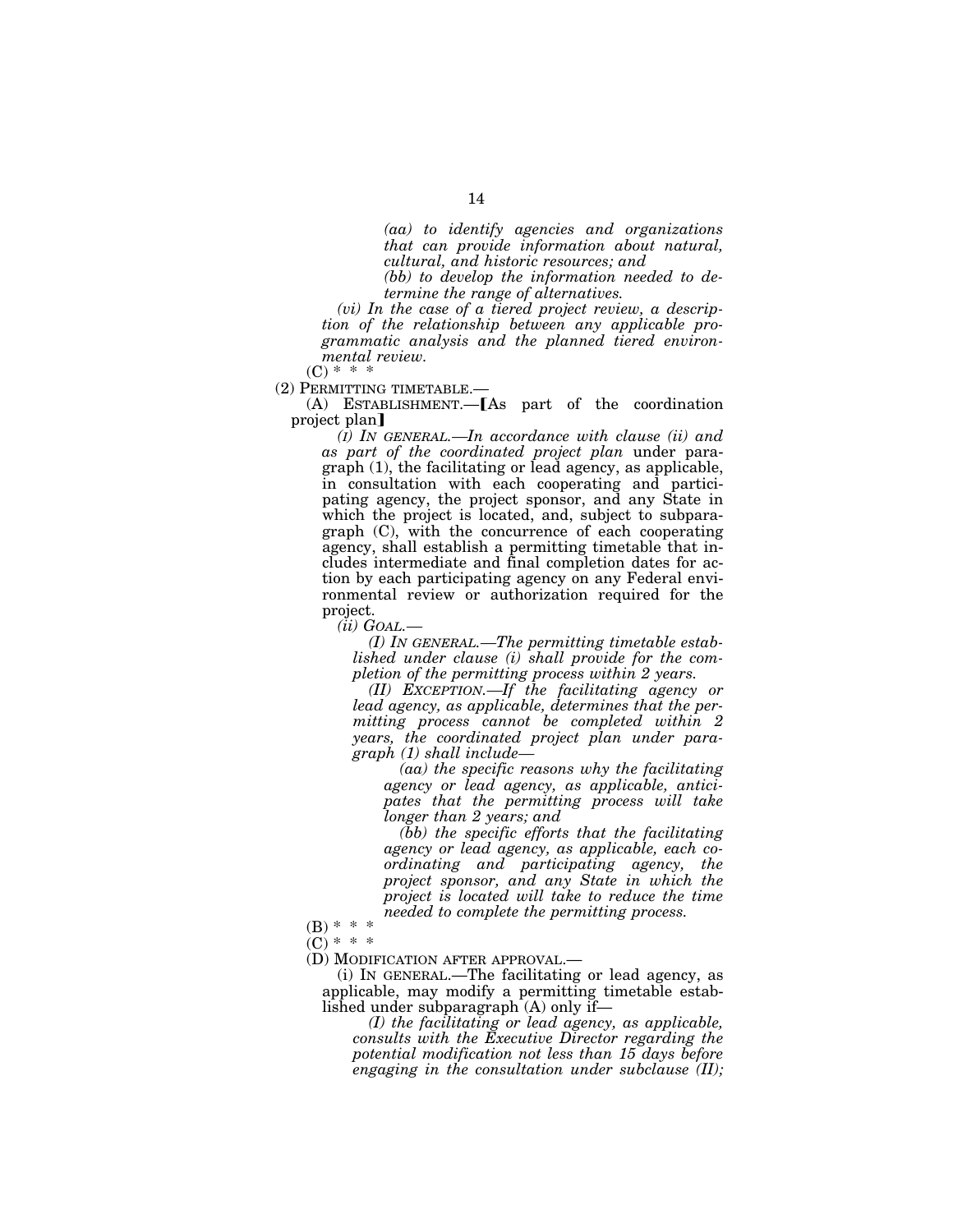*(aa) to identify agencies and organizations that can provide information about natural, cultural, and historic resources; and*

*(bb) to develop the information needed to determine the range of alternatives.*

*(vi) In the case of a tiered project review, a description of the relationship between any applicable programmatic analysis and the planned tiered environmental review.*

(C) * * *

(2) PERMITTING TIMETABLE.—

(A) ESTABLISHMENT.—❲As part of the coordination project plan❳

*(i) IN GENERAL.—In accordance with clause (ii) and as part of the coordinated project plan* under paragraph (1), the facilitating or lead agency, as applicable, in consultation with each cooperating and participating agency, the project sponsor, and any State in which the project is located, and, subject to subparagraph (C), with the concurrence of each cooperating agency, shall establish a permitting timetable that includes intermediate and final completion dates for action by each participating agency on any Federal environmental review or authorization required for the project.

*(ii) GOAL.—*

*(I) IN GENERAL.—The permitting timetable established under clause (i) shall provide for the completion of the permitting process within 2 years.*

*(II) EXCEPTION.—If the facilitating agency or lead agency, as applicable, determines that the permitting process cannot be completed within 2 years, the coordinated project plan under paragraph (1) shall include—*

*(aa) the specific reasons why the facilitating agency or lead agency, as applicable, anticipates that the permitting process will take longer than 2 years; and*

*(bb) the specific efforts that the facilitating agency or lead agency, as applicable, each coordinating and participating agency, the project sponsor, and any State in which the project is located will take to reduce the time needed to complete the permitting process.*

(B) * * *

(C) * * *

(D) MODIFICATION AFTER APPROVAL.—

(i) IN GENERAL.—The facilitating or lead agency, as applicable, may modify a permitting timetable established under subparagraph (A) only if—

*(I) the facilitating or lead agency, as applicable, consults with the Executive Director regarding the potential modification not less than 15 days before engaging in the consultation under subclause (II);*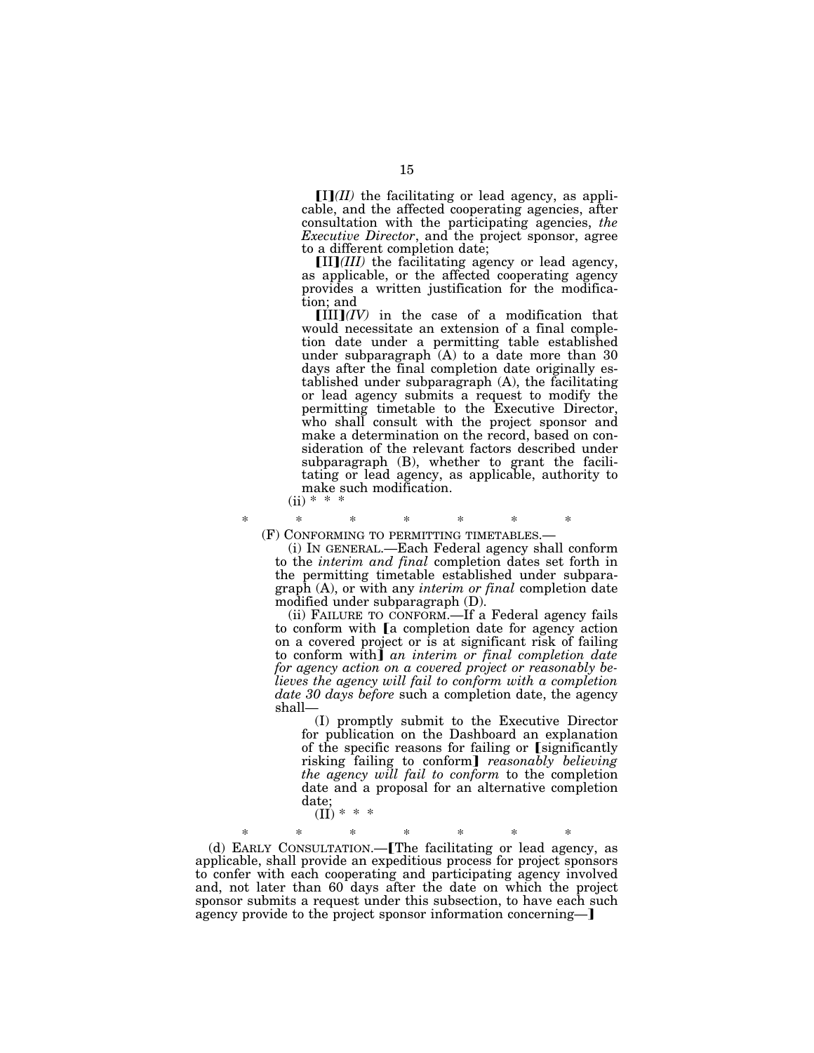[I](II) the facilitating or lead agency, as applicable, and the affected cooperating agencies, after consultation with the participating agencies, *the Executive Director*, and the project sponsor, agree to a different completion date;

[II](III) the facilitating agency or lead agency, as applicable, or the affected cooperating agency provides a written justification for the modification; and

[III](IV) in the case of a modification that would necessitate an extension of a final completion date under a permitting table established under subparagraph (A) to a date more than 30 days after the final completion date originally established under subparagraph (A), the facilitating or lead agency submits a request to modify the permitting timetable to the Executive Director, who shall consult with the project sponsor and make a determination on the record, based on consideration of the relevant factors described under subparagraph (B), whether to grant the facilitating or lead agency, as applicable, authority to make such modification.

(ii) * * *

\* \* \* \* \* \* \*

(F) CONFORMING TO PERMITTING TIMETABLES.—

(i) IN GENERAL.—Each Federal agency shall conform to the *interim and final* completion dates set forth in the permitting timetable established under subparagraph (A), or with any *interim or final* completion date modified under subparagraph (D).

(ii) FAILURE TO CONFORM.—If a Federal agency fails to conform with [a completion date for agency action on a covered project or is at significant risk of failing to conform with] *an interim or final completion date for agency action on a covered project or reasonably believes the agency will fail to conform with a completion date 30 days before* such a completion date, the agency shall—

(I) promptly submit to the Executive Director for publication on the Dashboard an explanation of the specific reasons for failing or [significantly risking failing to conform] *reasonably believing the agency will fail to conform* to the completion date and a proposal for an alternative completion date;

(II) * * *

\* \* \* \* \* \* \*

(d) EARLY CONSULTATION.—[The facilitating or lead agency, as applicable, shall provide an expeditious process for project sponsors to confer with each cooperating and participating agency involved and, not later than 60 days after the date on which the project sponsor submits a request under this subsection, to have each such agency provide to the project sponsor information concerning—]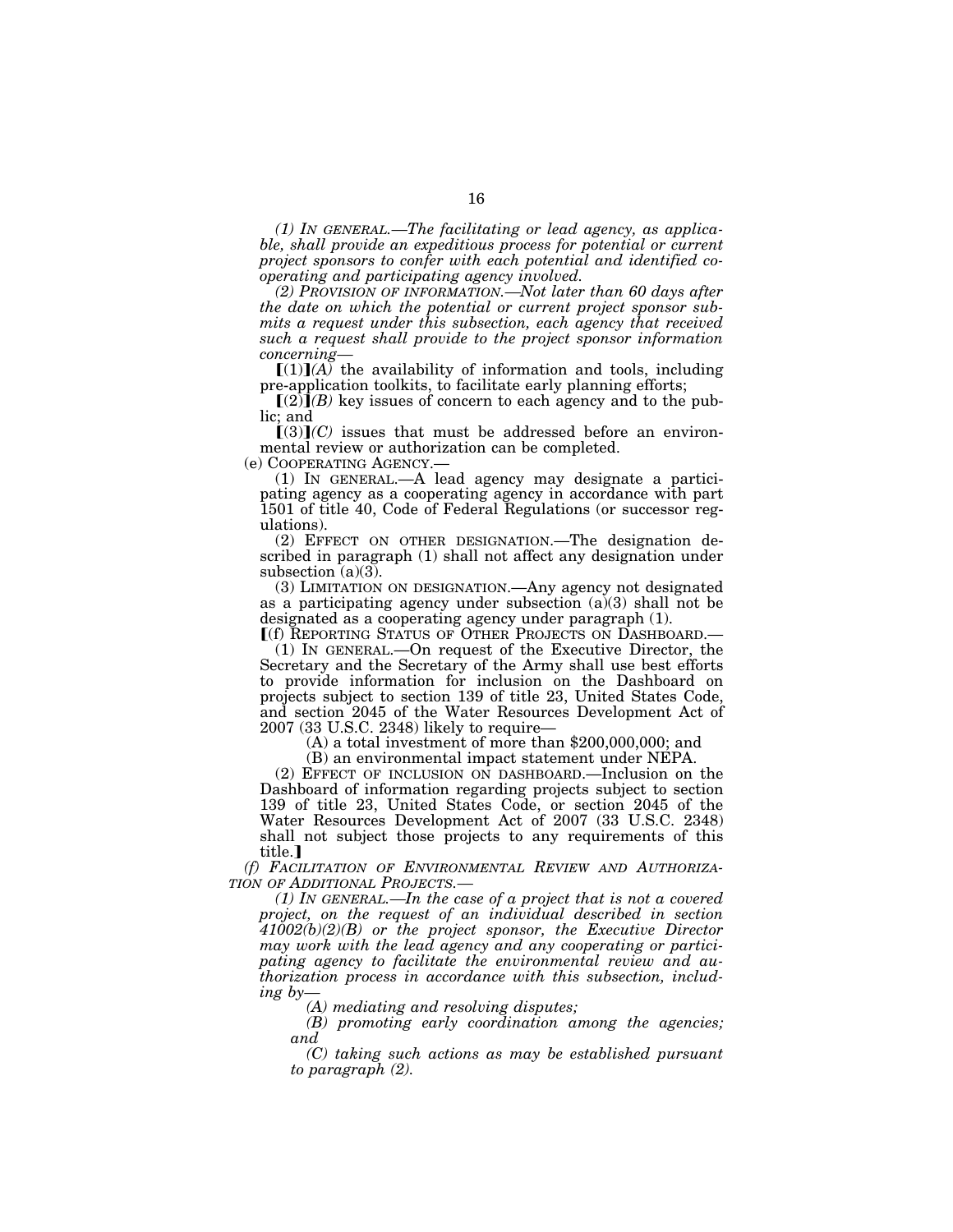*(1) IN GENERAL.—The facilitating or lead agency, as applicable, shall provide an expeditious process for potential or current project sponsors to confer with each potential and identified cooperating and participating agency involved.*

*(2) PROVISION OF INFORMATION.—Not later than 60 days after the date on which the potential or current project sponsor submits a request under this subsection, each agency that received such a request shall provide to the project sponsor information concerning—*

【(1)】*(A)* the availability of information and tools, including pre-application toolkits, to facilitate early planning efforts;

【(2)】*(B)* key issues of concern to each agency and to the public; and

【(3)】*(C)* issues that must be addressed before an environmental review or authorization can be completed.

(e) COOPERATING AGENCY.—

(1) IN GENERAL.—A lead agency may designate a participating agency as a cooperating agency in accordance with part 1501 of title 40, Code of Federal Regulations (or successor regulations).

(2) EFFECT ON OTHER DESIGNATION.—The designation described in paragraph (1) shall not affect any designation under subsection (a)(3).

(3) LIMITATION ON DESIGNATION.—Any agency not designated as a participating agency under subsection (a)(3) shall not be designated as a cooperating agency under paragraph (1).

【(f) REPORTING STATUS OF OTHER PROJECTS ON DASHBOARD.—

(1) IN GENERAL.—On request of the Executive Director, the Secretary and the Secretary of the Army shall use best efforts to provide information for inclusion on the Dashboard on projects subject to section 139 of title 23, United States Code, and section 2045 of the Water Resources Development Act of 2007 (33 U.S.C. 2348) likely to require—

(A) a total investment of more than $200,000,000; and

(B) an environmental impact statement under NEPA.

(2) EFFECT OF INCLUSION ON DASHBOARD.—Inclusion on the Dashboard of information regarding projects subject to section 139 of title 23, United States Code, or section 2045 of the Water Resources Development Act of 2007 (33 U.S.C. 2348) shall not subject those projects to any requirements of this title.】

*(f) FACILITATION OF ENVIRONMENTAL REVIEW AND AUTHORIZATION OF ADDITIONAL PROJECTS.—*

*(1) IN GENERAL.—In the case of a project that is not a covered project, on the request of an individual described in section 41002(b)(2)(B) or the project sponsor, the Executive Director may work with the lead agency and any cooperating or participating agency to facilitate the environmental review and authorization process in accordance with this subsection, including by—*

*(A) mediating and resolving disputes;*

*(B) promoting early coordination among the agencies; and*

*(C) taking such actions as may be established pursuant to paragraph (2).*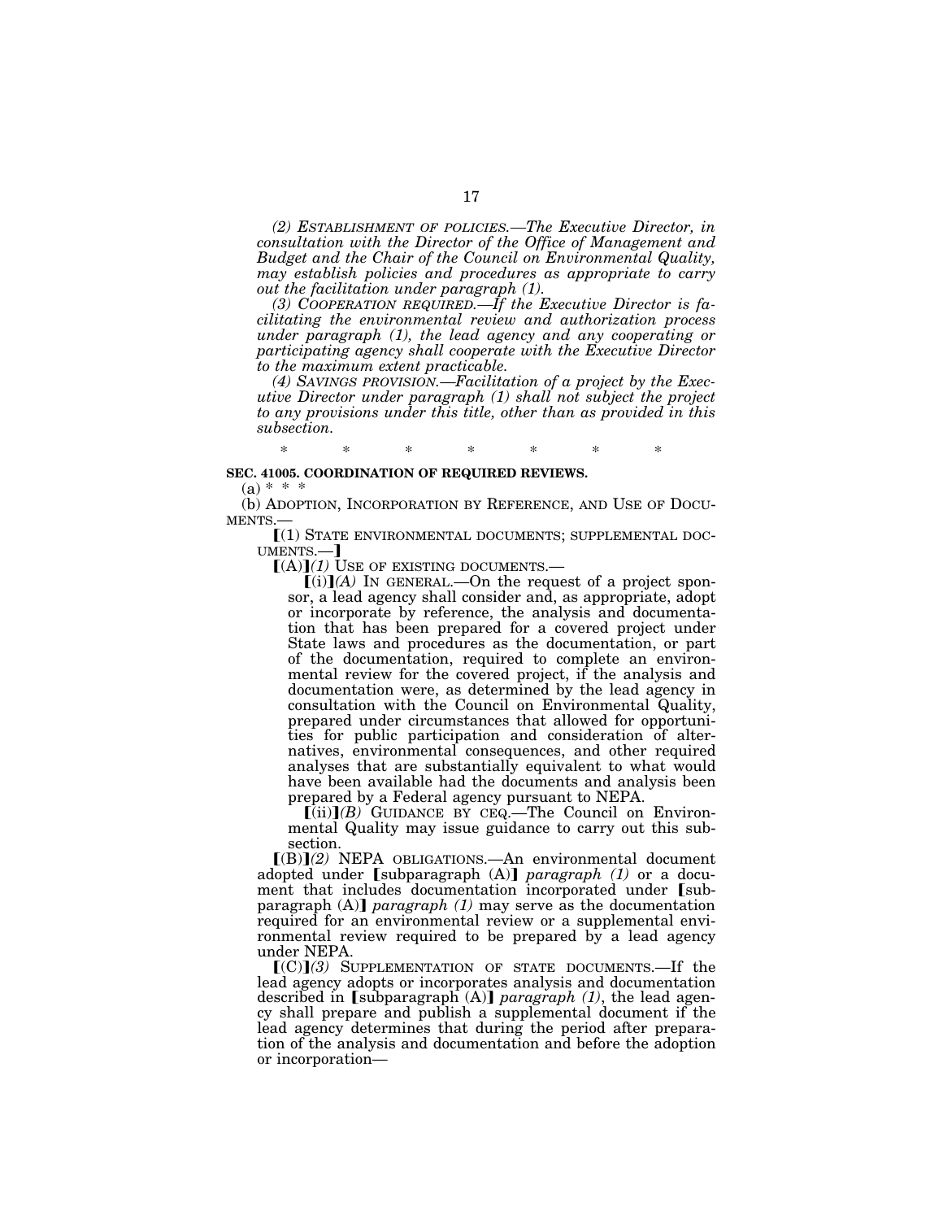*(2) ESTABLISHMENT OF POLICIES.—The Executive Director, in consultation with the Director of the Office of Management and Budget and the Chair of the Council on Environmental Quality, may establish policies and procedures as appropriate to carry out the facilitation under paragraph (1).*

*(3) COOPERATION REQUIRED.—If the Executive Director is facilitating the environmental review and authorization process under paragraph (1), the lead agency and any cooperating or participating agency shall cooperate with the Executive Director to the maximum extent practicable.*

*(4) SAVINGS PROVISION.—Facilitation of a project by the Executive Director under paragraph (1) shall not subject the project to any provisions under this title, other than as provided in this subsection.*

\* \* \* \* \* \* \*

**SEC. 41005. COORDINATION OF REQUIRED REVIEWS.**

(a) \* \* \*

(b) ADOPTION, INCORPORATION BY REFERENCE, AND USE OF DOCUMENTS.—

【(1) STATE ENVIRONMENTAL DOCUMENTS; SUPPLEMENTAL DOCUMENTS.—】

【(A)】*(1)* USE OF EXISTING DOCUMENTS.—

【(i)】*(A)* IN GENERAL.—On the request of a project sponsor, a lead agency shall consider and, as appropriate, adopt or incorporate by reference, the analysis and documentation that has been prepared for a covered project under State laws and procedures as the documentation, or part of the documentation, required to complete an environmental review for the covered project, if the analysis and documentation were, as determined by the lead agency in consultation with the Council on Environmental Quality, prepared under circumstances that allowed for opportunities for public participation and consideration of alternatives, environmental consequences, and other required analyses that are substantially equivalent to what would have been available had the documents and analysis been prepared by a Federal agency pursuant to NEPA.

【(ii)】*(B)* GUIDANCE BY CEQ.—The Council on Environmental Quality may issue guidance to carry out this subsection.

【(B)】*(2)* NEPA OBLIGATIONS.—An environmental document adopted under 【subparagraph (A)】 *paragraph (1)* or a document that includes documentation incorporated under 【subparagraph (A)】 *paragraph (1)* may serve as the documentation required for an environmental review or a supplemental environmental review required to be prepared by a lead agency under NEPA.

【(C)】*(3)* SUPPLEMENTATION OF STATE DOCUMENTS.—If the lead agency adopts or incorporates analysis and documentation described in 【subparagraph (A)】 *paragraph (1)*, the lead agency shall prepare and publish a supplemental document if the lead agency determines that during the period after preparation of the analysis and documentation and before the adoption or incorporation—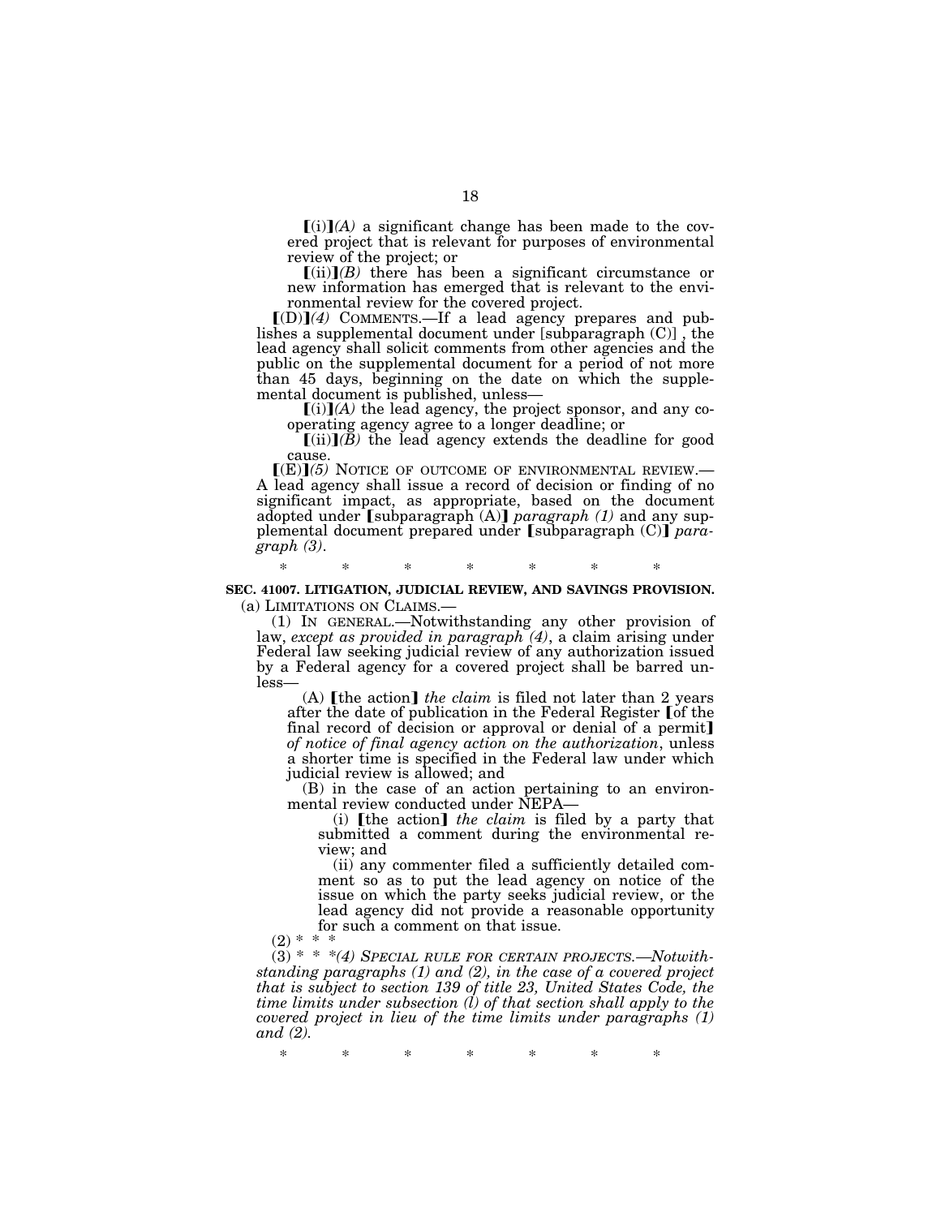[(i)]*(A)* a significant change has been made to the covered project that is relevant for purposes of environmental review of the project; or

[(ii)]*(B)* there has been a significant circumstance or new information has emerged that is relevant to the environmental review for the covered project.

[(D)]*(4)* COMMENTS.—If a lead agency prepares and publishes a supplemental document under [subparagraph (C)] , the lead agency shall solicit comments from other agencies and the public on the supplemental document for a period of not more than 45 days, beginning on the date on which the supplemental document is published, unless—

[(i)]*(A)* the lead agency, the project sponsor, and any cooperating agency agree to a longer deadline; or

[(ii)]*(B)* the lead agency extends the deadline for good cause.

[(E)]*(5)* NOTICE OF OUTCOME OF ENVIRONMENTAL REVIEW.—A lead agency shall issue a record of decision or finding of no significant impact, as appropriate, based on the document adopted under [subparagraph (A)] *paragraph (1)* and any supplemental document prepared under [subparagraph (C)] *paragraph (3)*.

\* \* \* \* \* \* \*

**SEC. 41007. LITIGATION, JUDICIAL REVIEW, AND SAVINGS PROVISION.**

(a) LIMITATIONS ON CLAIMS.—

(1) IN GENERAL.—Notwithstanding any other provision of law, *except as provided in paragraph (4)*, a claim arising under Federal law seeking judicial review of any authorization issued by a Federal agency for a covered project shall be barred unless—

(A) [the action] *the claim* is filed not later than 2 years after the date of publication in the Federal Register [of the final record of decision or approval or denial of a permit] *of notice of final agency action on the authorization*, unless a shorter time is specified in the Federal law under which judicial review is allowed; and

(B) in the case of an action pertaining to an environmental review conducted under NEPA—

(i) [the action] *the claim* is filed by a party that submitted a comment during the environmental review; and

(ii) any commenter filed a sufficiently detailed comment so as to put the lead agency on notice of the issue on which the party seeks judicial review, or the lead agency did not provide a reasonable opportunity for such a comment on that issue.

(2) \* \* \*

(3) \* \* \**(4) SPECIAL RULE FOR CERTAIN PROJECTS.—Notwithstanding paragraphs (1) and (2), in the case of a covered project that is subject to section 139 of title 23, United States Code, the time limits under subsection (l) of that section shall apply to the covered project in lieu of the time limits under paragraphs (1) and (2).*

\* \* \* \* \* \* \*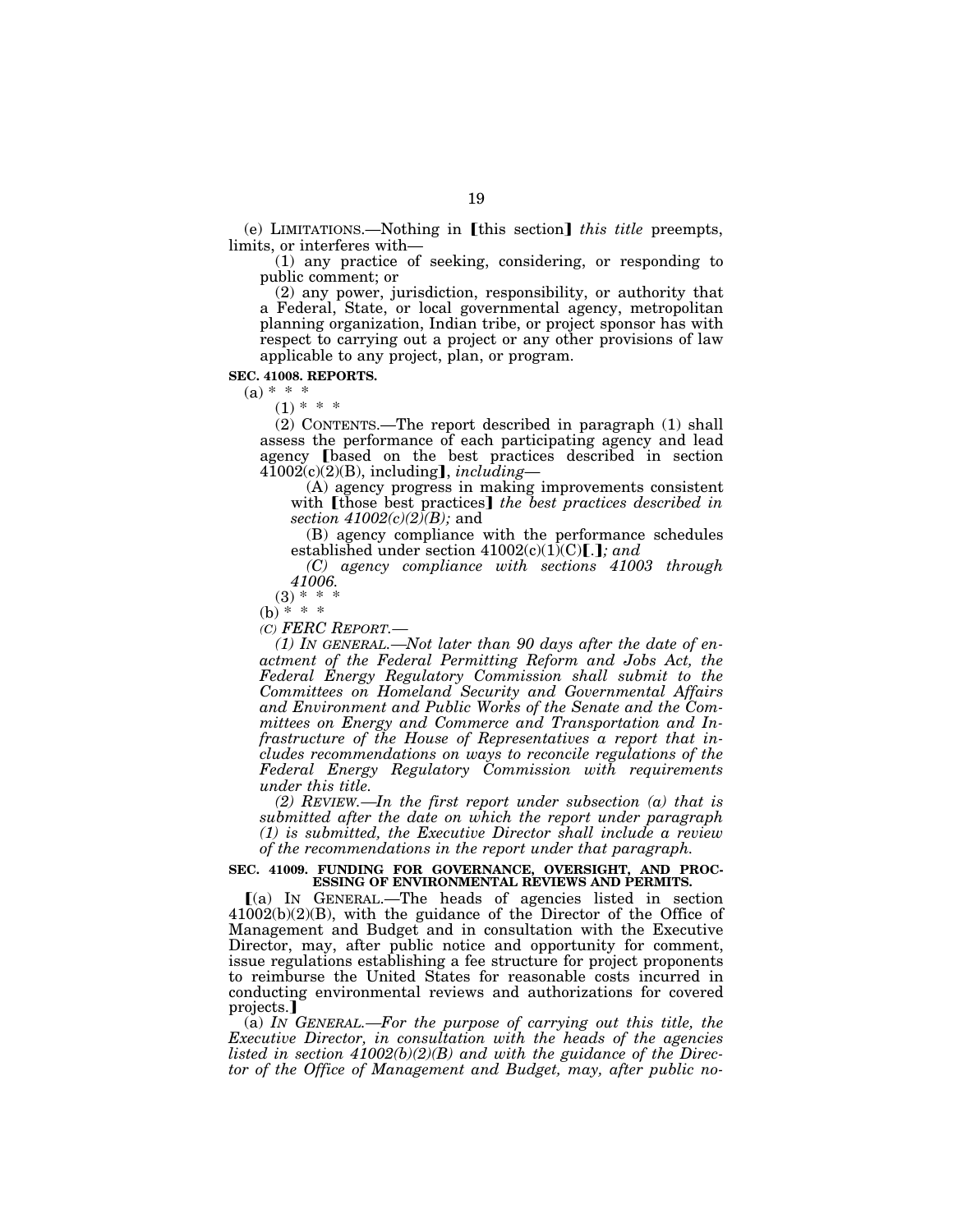(e) LIMITATIONS.—Nothing in ⟦this section⟧ *this title* preempts, limits, or interferes with—

(1) any practice of seeking, considering, or responding to public comment; or

(2) any power, jurisdiction, responsibility, or authority that a Federal, State, or local governmental agency, metropolitan planning organization, Indian tribe, or project sponsor has with respect to carrying out a project or any other provisions of law applicable to any project, plan, or program.

**SEC. 41008. REPORTS.**

(a) * * *

(1) * * *

(2) CONTENTS.—The report described in paragraph (1) shall assess the performance of each participating agency and lead agency ⟦based on the best practices described in section 41002(c)(2)(B), including⟧, *including*—

(A) agency progress in making improvements consistent with ⟦those best practices⟧ *the best practices described in section 41002(c)(2)(B);* and

(B) agency compliance with the performance schedules established under section 41002(c)(1)(C)⟦.⟧*; and*

*(C) agency compliance with sections 41003 through 41006.*

(3) * * *

(b) * * *

*(C) FERC REPORT.—*

*(1) IN GENERAL.—Not later than 90 days after the date of enactment of the Federal Permitting Reform and Jobs Act, the Federal Energy Regulatory Commission shall submit to the Committees on Homeland Security and Governmental Affairs and Environment and Public Works of the Senate and the Committees on Energy and Commerce and Transportation and Infrastructure of the House of Representatives a report that includes recommendations on ways to reconcile regulations of the Federal Energy Regulatory Commission with requirements under this title.*

*(2) REVIEW.—In the first report under subsection (a) that is submitted after the date on which the report under paragraph (1) is submitted, the Executive Director shall include a review of the recommendations in the report under that paragraph.*

**SEC. 41009. FUNDING FOR GOVERNANCE, OVERSIGHT, AND PROCESSING OF ENVIRONMENTAL REVIEWS AND PERMITS.**

⟦(a) IN GENERAL.—The heads of agencies listed in section 41002(b)(2)(B), with the guidance of the Director of the Office of Management and Budget and in consultation with the Executive Director, may, after public notice and opportunity for comment, issue regulations establishing a fee structure for project proponents to reimburse the United States for reasonable costs incurred in conducting environmental reviews and authorizations for covered projects.⟧

(a) *IN GENERAL.—For the purpose of carrying out this title, the Executive Director, in consultation with the heads of the agencies listed in section 41002(b)(2)(B) and with the guidance of the Director of the Office of Management and Budget, may, after public no-*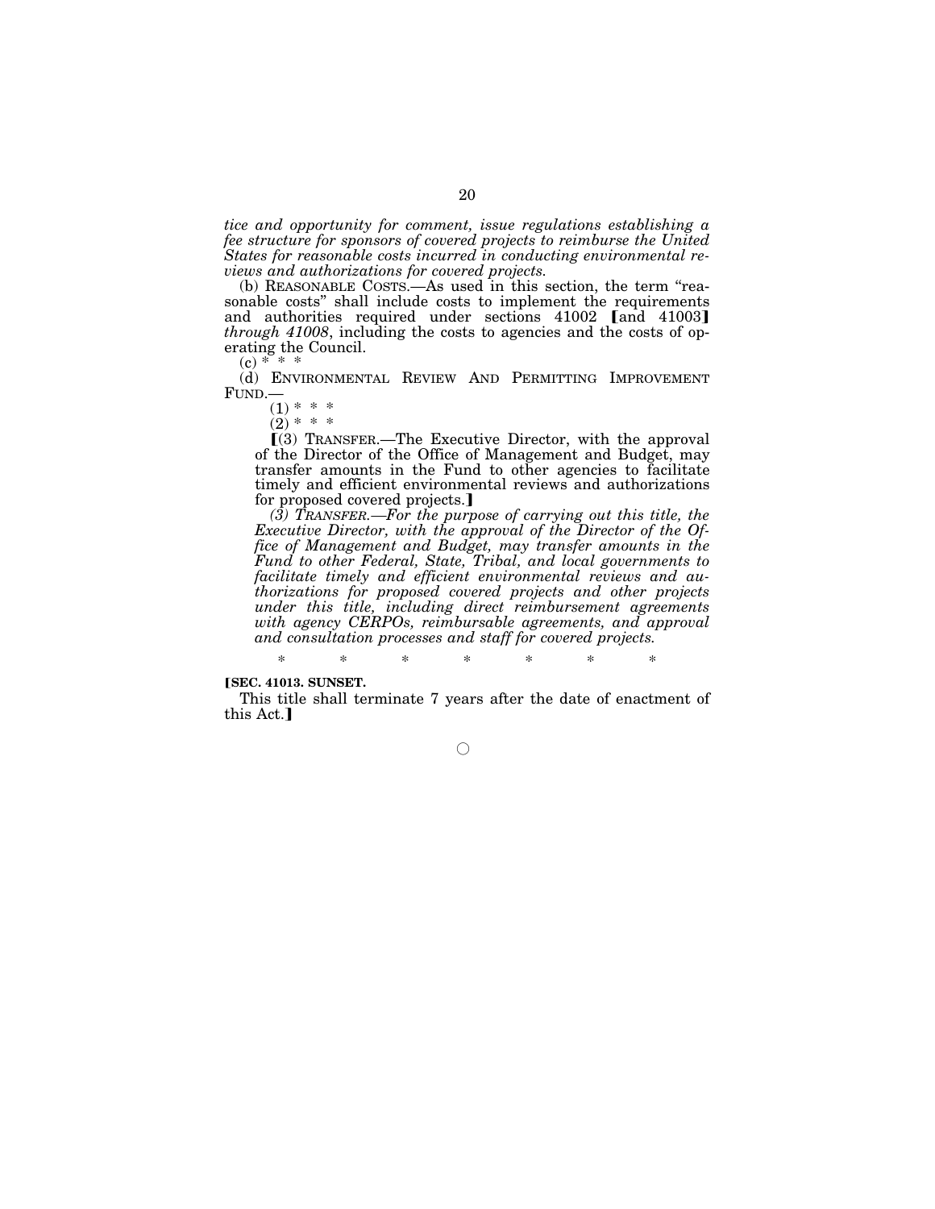*tice and opportunity for comment, issue regulations establishing a fee structure for sponsors of covered projects to reimburse the United States for reasonable costs incurred in conducting environmental reviews and authorizations for covered projects.*

(b) REASONABLE COSTS.—As used in this section, the term "reasonable costs" shall include costs to implement the requirements and authorities required under sections 41002 [and 41003] *through 41008*, including the costs to agencies and the costs of operating the Council.

(c) * * *

(d) ENVIRONMENTAL REVIEW AND PERMITTING IMPROVEMENT FUND.—

(1) * * *

(2) * * *

[(3) TRANSFER.—The Executive Director, with the approval of the Director of the Office of Management and Budget, may transfer amounts in the Fund to other agencies to facilitate timely and efficient environmental reviews and authorizations for proposed covered projects.]

*(3) TRANSFER.—For the purpose of carrying out this title, the Executive Director, with the approval of the Director of the Office of Management and Budget, may transfer amounts in the Fund to other Federal, State, Tribal, and local governments to facilitate timely and efficient environmental reviews and authorizations for proposed covered projects and other projects under this title, including direct reimbursement agreements with agency CERPOs, reimbursable agreements, and approval and consultation processes and staff for covered projects.*

\* \* \* \* \* \* \*

**[SEC. 41013. SUNSET.**

This title shall terminate 7 years after the date of enactment of this Act.]